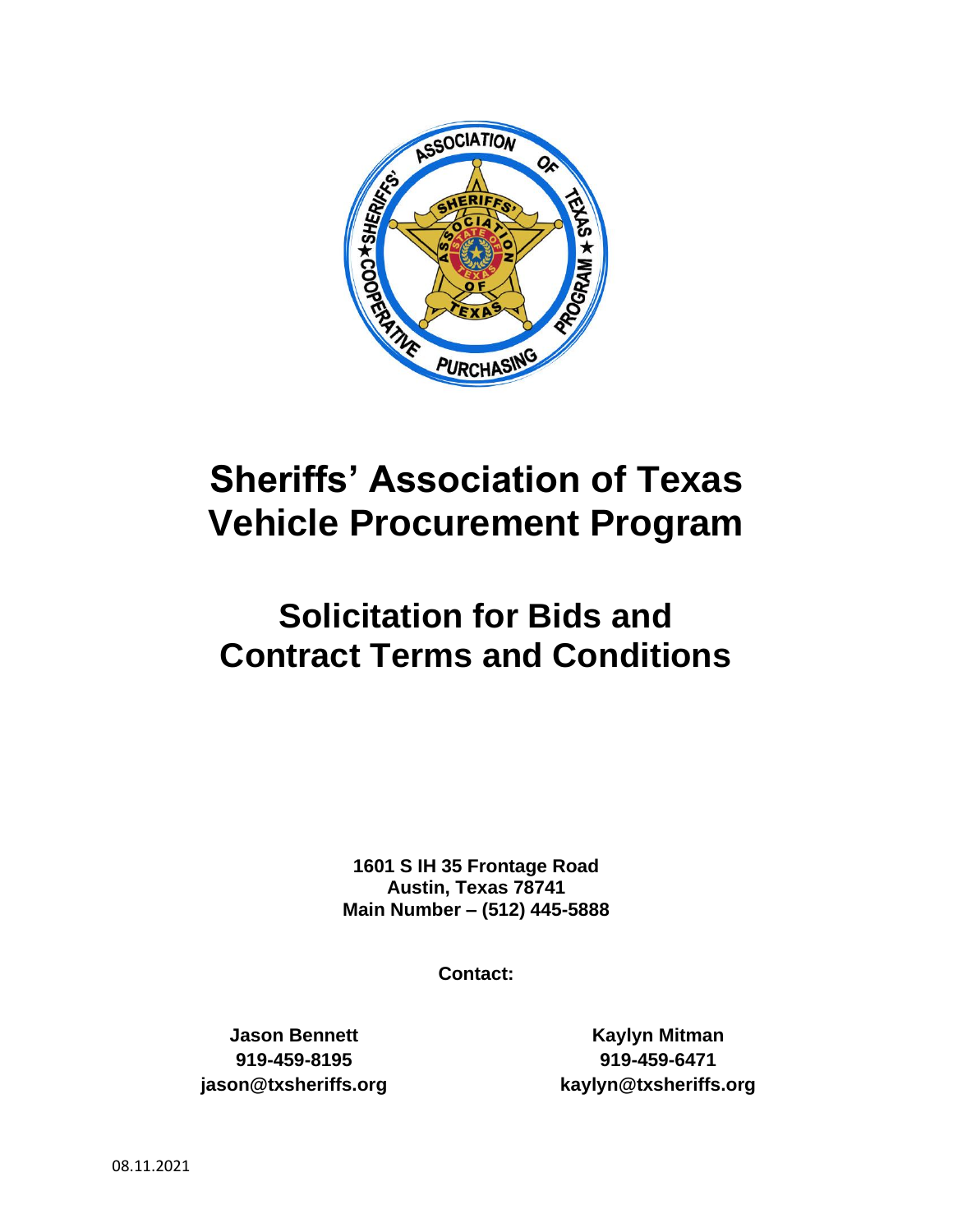# Sheriffs' Association of Texas Vehicle Procurement Program

# Solicitation for Bids and Contract Terms and Conditions

**1601 S IH 35 Frontage Road**
**Austin, Texas 78741**
**Main Number – (512) 445-5888**

**Contact:**

**Jason Bennett**
**919-459-8195**
**jason@txsheriffs.org**

**Kaylyn Mitman**
**919-459-6471**
**kaylyn@txsheriffs.org**

08.11.2021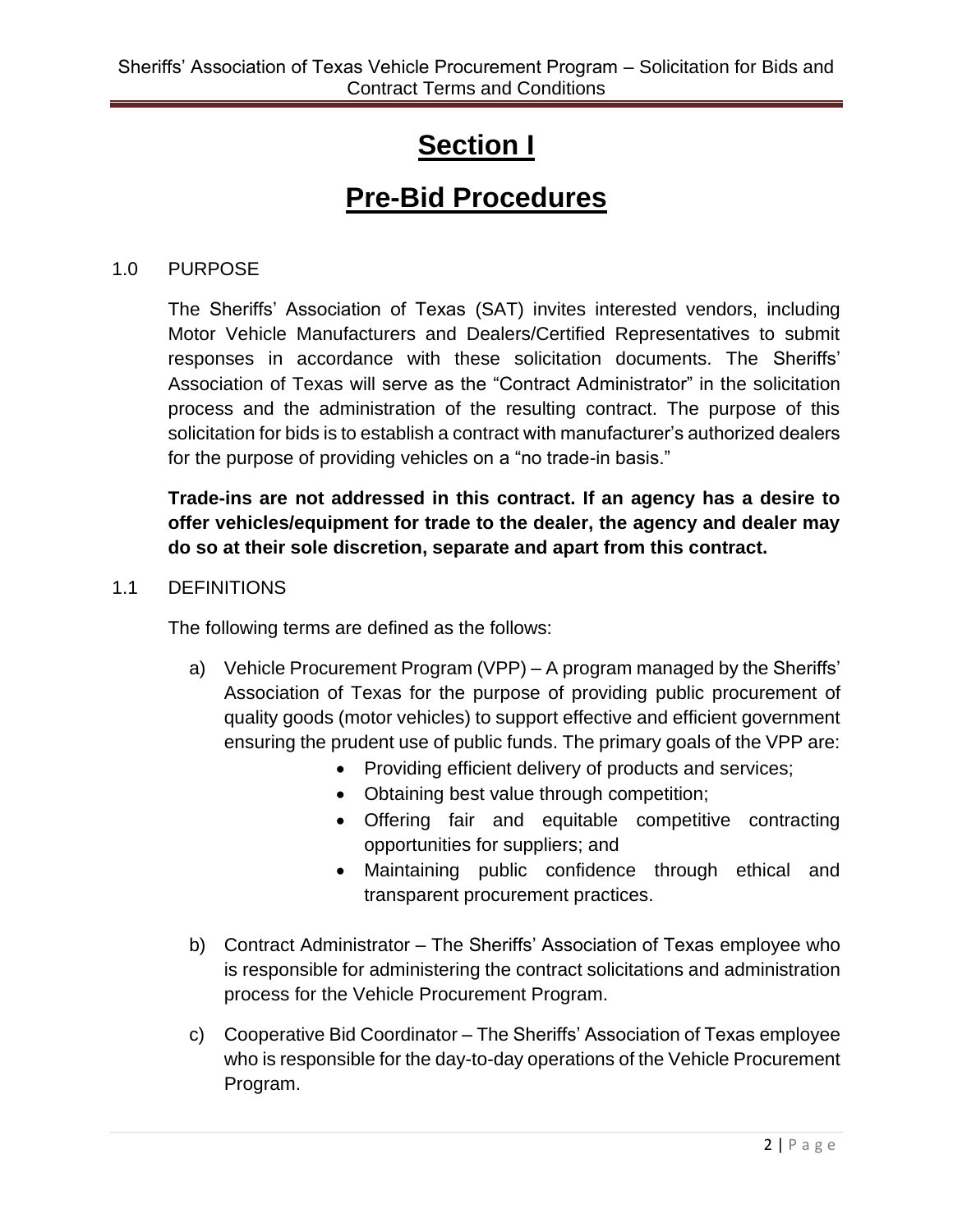# Section I

# Pre-Bid Procedures

## 1.0 PURPOSE

The Sheriffs' Association of Texas (SAT) invites interested vendors, including Motor Vehicle Manufacturers and Dealers/Certified Representatives to submit responses in accordance with these solicitation documents. The Sheriffs' Association of Texas will serve as the "Contract Administrator" in the solicitation process and the administration of the resulting contract. The purpose of this solicitation for bids is to establish a contract with manufacturer's authorized dealers for the purpose of providing vehicles on a "no trade-in basis."

**Trade-ins are not addressed in this contract. If an agency has a desire to offer vehicles/equipment for trade to the dealer, the agency and dealer may do so at their sole discretion, separate and apart from this contract.**

## 1.1 DEFINITIONS

The following terms are defined as the follows:

a) Vehicle Procurement Program (VPP) – A program managed by the Sheriffs' Association of Texas for the purpose of providing public procurement of quality goods (motor vehicles) to support effective and efficient government ensuring the prudent use of public funds. The primary goals of the VPP are:
   - Providing efficient delivery of products and services;
   - Obtaining best value through competition;
   - Offering fair and equitable competitive contracting opportunities for suppliers; and
   - Maintaining public confidence through ethical and transparent procurement practices.

b) Contract Administrator – The Sheriffs' Association of Texas employee who is responsible for administering the contract solicitations and administration process for the Vehicle Procurement Program.

c) Cooperative Bid Coordinator – The Sheriffs' Association of Texas employee who is responsible for the day-to-day operations of the Vehicle Procurement Program.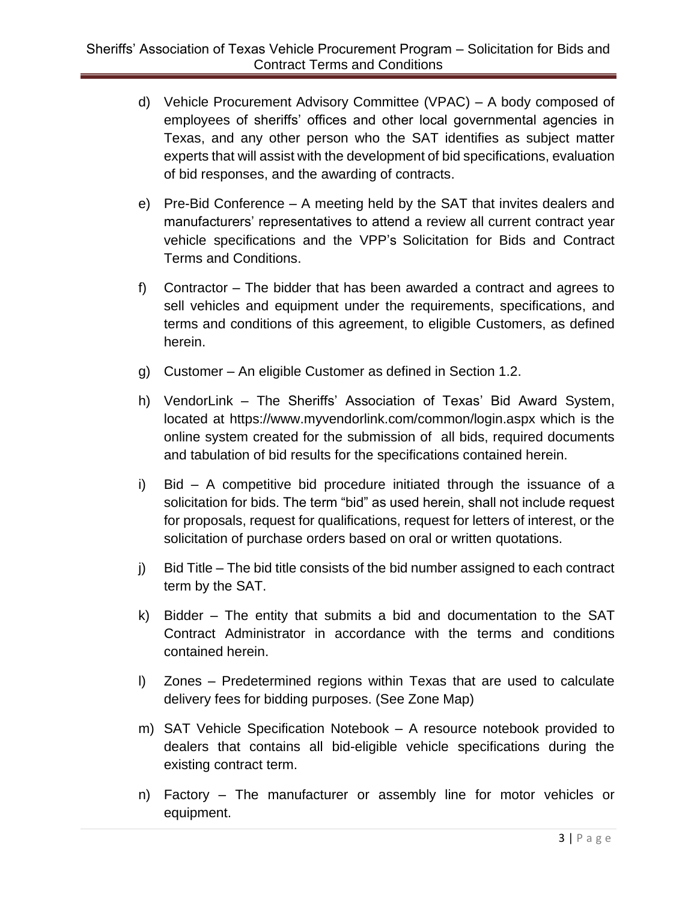d) Vehicle Procurement Advisory Committee (VPAC) – A body composed of employees of sheriffs' offices and other local governmental agencies in Texas, and any other person who the SAT identifies as subject matter experts that will assist with the development of bid specifications, evaluation of bid responses, and the awarding of contracts.

e) Pre-Bid Conference – A meeting held by the SAT that invites dealers and manufacturers' representatives to attend a review all current contract year vehicle specifications and the VPP's Solicitation for Bids and Contract Terms and Conditions.

f) Contractor – The bidder that has been awarded a contract and agrees to sell vehicles and equipment under the requirements, specifications, and terms and conditions of this agreement, to eligible Customers, as defined herein.

g) Customer – An eligible Customer as defined in Section 1.2.

h) VendorLink – The Sheriffs' Association of Texas' Bid Award System, located at https://www.myvendorlink.com/common/login.aspx which is the online system created for the submission of all bids, required documents and tabulation of bid results for the specifications contained herein.

i) Bid – A competitive bid procedure initiated through the issuance of a solicitation for bids. The term "bid" as used herein, shall not include request for proposals, request for qualifications, request for letters of interest, or the solicitation of purchase orders based on oral or written quotations.

j) Bid Title – The bid title consists of the bid number assigned to each contract term by the SAT.

k) Bidder – The entity that submits a bid and documentation to the SAT Contract Administrator in accordance with the terms and conditions contained herein.

l) Zones – Predetermined regions within Texas that are used to calculate delivery fees for bidding purposes. (See Zone Map)

m) SAT Vehicle Specification Notebook – A resource notebook provided to dealers that contains all bid-eligible vehicle specifications during the existing contract term.

n) Factory – The manufacturer or assembly line for motor vehicles or equipment.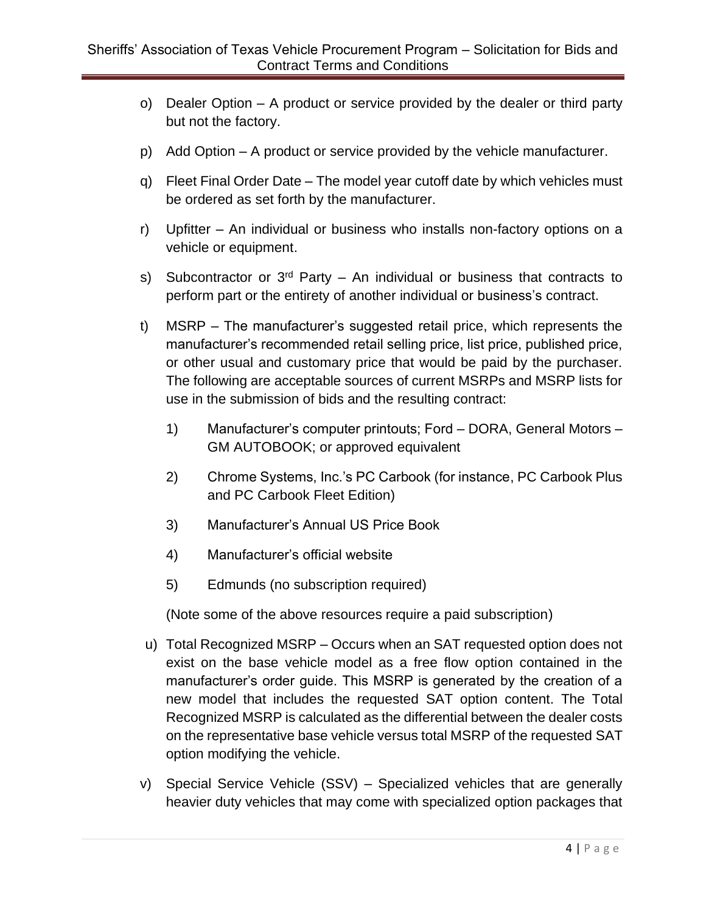o) Dealer Option – A product or service provided by the dealer or third party but not the factory.

p) Add Option – A product or service provided by the vehicle manufacturer.

q) Fleet Final Order Date – The model year cutoff date by which vehicles must be ordered as set forth by the manufacturer.

r) Upfitter – An individual or business who installs non-factory options on a vehicle or equipment.

s) Subcontractor or 3rd Party – An individual or business that contracts to perform part or the entirety of another individual or business's contract.

t) MSRP – The manufacturer's suggested retail price, which represents the manufacturer's recommended retail selling price, list price, published price, or other usual and customary price that would be paid by the purchaser. The following are acceptable sources of current MSRPs and MSRP lists for use in the submission of bids and the resulting contract:

   1) Manufacturer's computer printouts; Ford – DORA, General Motors – GM AUTOBOOK; or approved equivalent

   2) Chrome Systems, Inc.'s PC Carbook (for instance, PC Carbook Plus and PC Carbook Fleet Edition)

   3) Manufacturer's Annual US Price Book

   4) Manufacturer's official website

   5) Edmunds (no subscription required)

   (Note some of the above resources require a paid subscription)

u) Total Recognized MSRP – Occurs when an SAT requested option does not exist on the base vehicle model as a free flow option contained in the manufacturer's order guide. This MSRP is generated by the creation of a new model that includes the requested SAT option content. The Total Recognized MSRP is calculated as the differential between the dealer costs on the representative base vehicle versus total MSRP of the requested SAT option modifying the vehicle.

v) Special Service Vehicle (SSV) – Specialized vehicles that are generally heavier duty vehicles that may come with specialized option packages that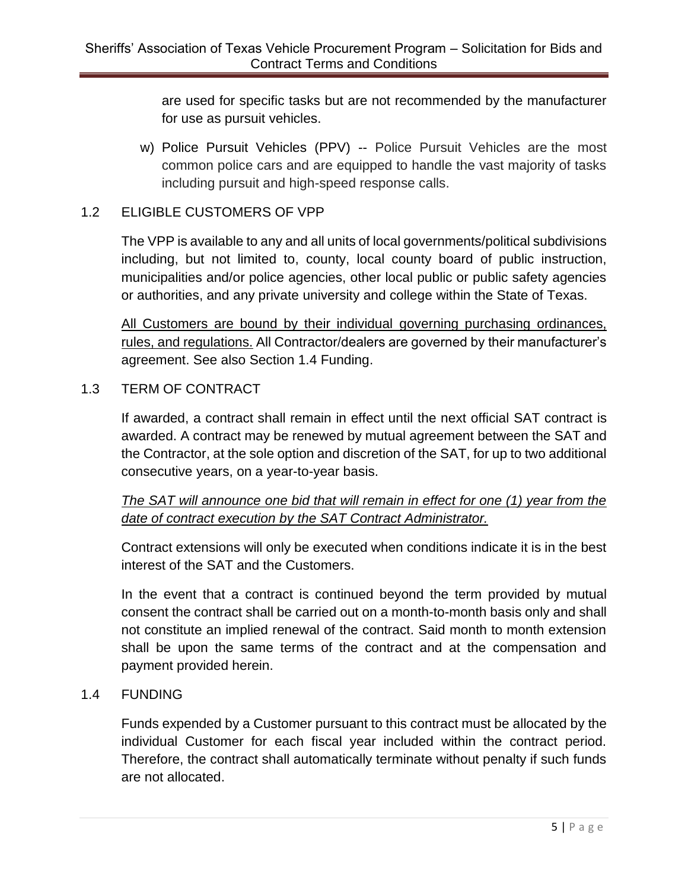are used for specific tasks but are not recommended by the manufacturer for use as pursuit vehicles.

w) Police Pursuit Vehicles (PPV) -- Police Pursuit Vehicles are the most common police cars and are equipped to handle the vast majority of tasks including pursuit and high-speed response calls.

## 1.2 ELIGIBLE CUSTOMERS OF VPP

The VPP is available to any and all units of local governments/political subdivisions including, but not limited to, county, local county board of public instruction, municipalities and/or police agencies, other local public or public safety agencies or authorities, and any private university and college within the State of Texas.

<u>All Customers are bound by their individual governing purchasing ordinances, rules, and regulations.</u> All Contractor/dealers are governed by their manufacturer's agreement. See also Section 1.4 Funding.

## 1.3 TERM OF CONTRACT

If awarded, a contract shall remain in effect until the next official SAT contract is awarded. A contract may be renewed by mutual agreement between the SAT and the Contractor, at the sole option and discretion of the SAT, for up to two additional consecutive years, on a year-to-year basis.

*<u>The SAT will announce one bid that will remain in effect for one (1) year from the date of contract execution by the SAT Contract Administrator.</u>*

Contract extensions will only be executed when conditions indicate it is in the best interest of the SAT and the Customers.

In the event that a contract is continued beyond the term provided by mutual consent the contract shall be carried out on a month-to-month basis only and shall not constitute an implied renewal of the contract. Said month to month extension shall be upon the same terms of the contract and at the compensation and payment provided herein.

## 1.4 FUNDING

Funds expended by a Customer pursuant to this contract must be allocated by the individual Customer for each fiscal year included within the contract period. Therefore, the contract shall automatically terminate without penalty if such funds are not allocated.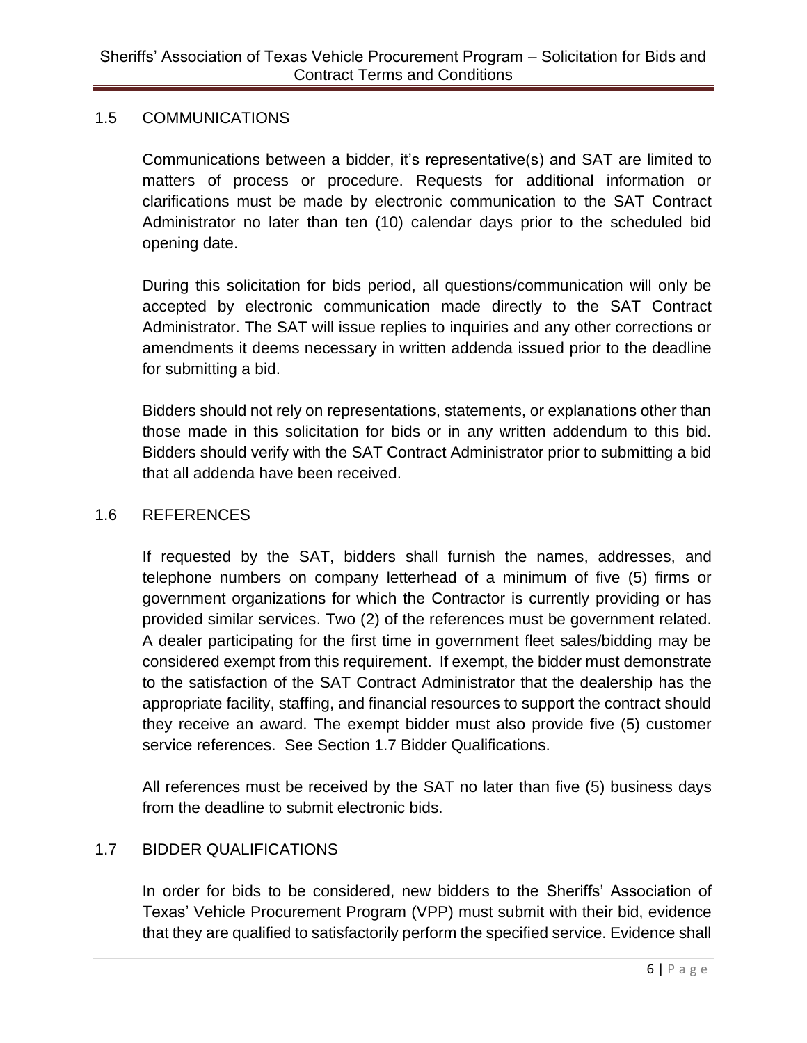## 1.5 COMMUNICATIONS

Communications between a bidder, it's representative(s) and SAT are limited to matters of process or procedure. Requests for additional information or clarifications must be made by electronic communication to the SAT Contract Administrator no later than ten (10) calendar days prior to the scheduled bid opening date.

During this solicitation for bids period, all questions/communication will only be accepted by electronic communication made directly to the SAT Contract Administrator. The SAT will issue replies to inquiries and any other corrections or amendments it deems necessary in written addenda issued prior to the deadline for submitting a bid.

Bidders should not rely on representations, statements, or explanations other than those made in this solicitation for bids or in any written addendum to this bid. Bidders should verify with the SAT Contract Administrator prior to submitting a bid that all addenda have been received.

## 1.6 REFERENCES

If requested by the SAT, bidders shall furnish the names, addresses, and telephone numbers on company letterhead of a minimum of five (5) firms or government organizations for which the Contractor is currently providing or has provided similar services. Two (2) of the references must be government related. A dealer participating for the first time in government fleet sales/bidding may be considered exempt from this requirement. If exempt, the bidder must demonstrate to the satisfaction of the SAT Contract Administrator that the dealership has the appropriate facility, staffing, and financial resources to support the contract should they receive an award. The exempt bidder must also provide five (5) customer service references. See Section 1.7 Bidder Qualifications.

All references must be received by the SAT no later than five (5) business days from the deadline to submit electronic bids.

## 1.7 BIDDER QUALIFICATIONS

In order for bids to be considered, new bidders to the Sheriffs' Association of Texas' Vehicle Procurement Program (VPP) must submit with their bid, evidence that they are qualified to satisfactorily perform the specified service. Evidence shall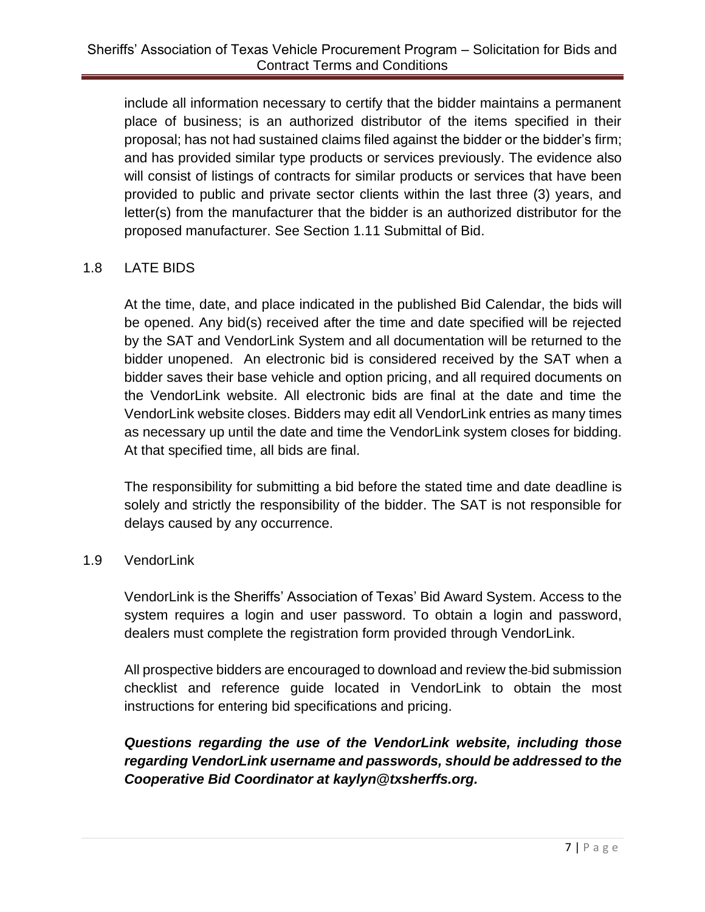include all information necessary to certify that the bidder maintains a permanent place of business; is an authorized distributor of the items specified in their proposal; has not had sustained claims filed against the bidder or the bidder's firm; and has provided similar type products or services previously. The evidence also will consist of listings of contracts for similar products or services that have been provided to public and private sector clients within the last three (3) years, and letter(s) from the manufacturer that the bidder is an authorized distributor for the proposed manufacturer. See Section 1.11 Submittal of Bid.

## 1.8 LATE BIDS

At the time, date, and place indicated in the published Bid Calendar, the bids will be opened. Any bid(s) received after the time and date specified will be rejected by the SAT and VendorLink System and all documentation will be returned to the bidder unopened. An electronic bid is considered received by the SAT when a bidder saves their base vehicle and option pricing, and all required documents on the VendorLink website. All electronic bids are final at the date and time the VendorLink website closes. Bidders may edit all VendorLink entries as many times as necessary up until the date and time the VendorLink system closes for bidding. At that specified time, all bids are final.

The responsibility for submitting a bid before the stated time and date deadline is solely and strictly the responsibility of the bidder. The SAT is not responsible for delays caused by any occurrence.

## 1.9 VendorLink

VendorLink is the Sheriffs' Association of Texas' Bid Award System. Access to the system requires a login and user password. To obtain a login and password, dealers must complete the registration form provided through VendorLink.

All prospective bidders are encouraged to download and review the bid submission checklist and reference guide located in VendorLink to obtain the most instructions for entering bid specifications and pricing.

***Questions regarding the use of the VendorLink website, including those regarding VendorLink username and passwords, should be addressed to the Cooperative Bid Coordinator at kaylyn@txsherffs.org.***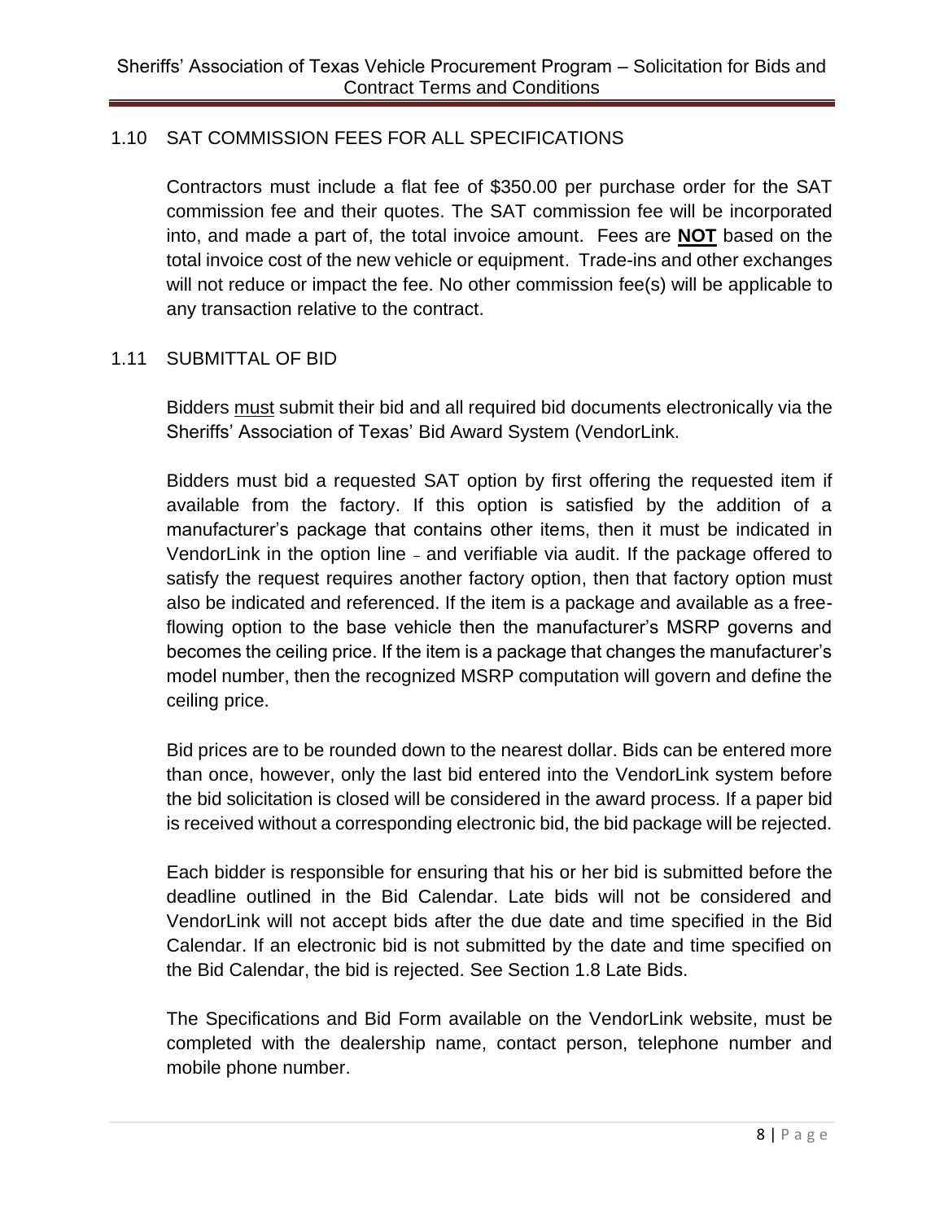## 1.10 SAT COMMISSION FEES FOR ALL SPECIFICATIONS

Contractors must include a flat fee of $350.00 per purchase order for the SAT commission fee and their quotes. The SAT commission fee will be incorporated into, and made a part of, the total invoice amount. Fees are **NOT** based on the total invoice cost of the new vehicle or equipment. Trade-ins and other exchanges will not reduce or impact the fee. No other commission fee(s) will be applicable to any transaction relative to the contract.

## 1.11 SUBMITTAL OF BID

Bidders must submit their bid and all required bid documents electronically via the Sheriffs' Association of Texas' Bid Award System (VendorLink.

Bidders must bid a requested SAT option by first offering the requested item if available from the factory. If this option is satisfied by the addition of a manufacturer's package that contains other items, then it must be indicated in VendorLink in the option line – and verifiable via audit. If the package offered to satisfy the request requires another factory option, then that factory option must also be indicated and referenced. If the item is a package and available as a free-flowing option to the base vehicle then the manufacturer's MSRP governs and becomes the ceiling price. If the item is a package that changes the manufacturer's model number, then the recognized MSRP computation will govern and define the ceiling price.

Bid prices are to be rounded down to the nearest dollar. Bids can be entered more than once, however, only the last bid entered into the VendorLink system before the bid solicitation is closed will be considered in the award process. If a paper bid is received without a corresponding electronic bid, the bid package will be rejected.

Each bidder is responsible for ensuring that his or her bid is submitted before the deadline outlined in the Bid Calendar. Late bids will not be considered and VendorLink will not accept bids after the due date and time specified in the Bid Calendar. If an electronic bid is not submitted by the date and time specified on the Bid Calendar, the bid is rejected. See Section 1.8 Late Bids.

The Specifications and Bid Form available on the VendorLink website, must be completed with the dealership name, contact person, telephone number and mobile phone number.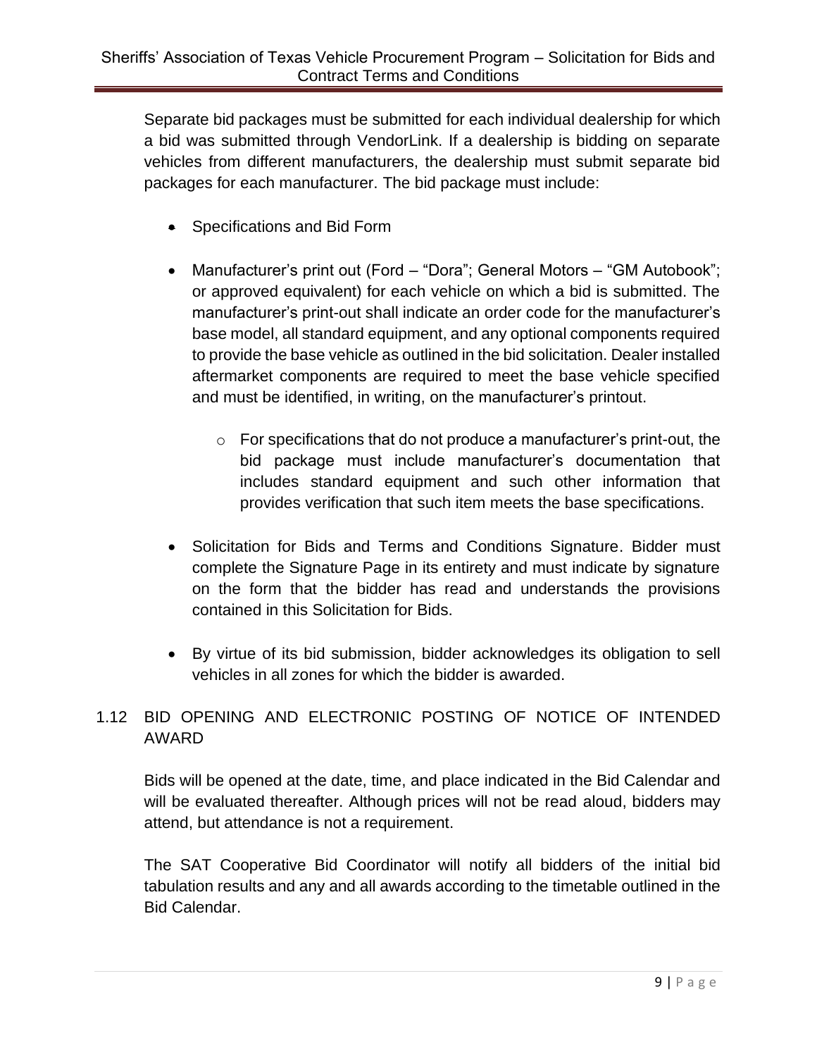Separate bid packages must be submitted for each individual dealership for which a bid was submitted through VendorLink. If a dealership is bidding on separate vehicles from different manufacturers, the dealership must submit separate bid packages for each manufacturer. The bid package must include:

- Specifications and Bid Form
- Manufacturer's print out (Ford – "Dora"; General Motors – "GM Autobook"; or approved equivalent) for each vehicle on which a bid is submitted. The manufacturer's print-out shall indicate an order code for the manufacturer's base model, all standard equipment, and any optional components required to provide the base vehicle as outlined in the bid solicitation. Dealer installed aftermarket components are required to meet the base vehicle specified and must be identified, in writing, on the manufacturer's printout.
    - For specifications that do not produce a manufacturer's print-out, the bid package must include manufacturer's documentation that includes standard equipment and such other information that provides verification that such item meets the base specifications.
- Solicitation for Bids and Terms and Conditions Signature. Bidder must complete the Signature Page in its entirety and must indicate by signature on the form that the bidder has read and understands the provisions contained in this Solicitation for Bids.
- By virtue of its bid submission, bidder acknowledges its obligation to sell vehicles in all zones for which the bidder is awarded.

## 1.12 BID OPENING AND ELECTRONIC POSTING OF NOTICE OF INTENDED AWARD

Bids will be opened at the date, time, and place indicated in the Bid Calendar and will be evaluated thereafter. Although prices will not be read aloud, bidders may attend, but attendance is not a requirement.

The SAT Cooperative Bid Coordinator will notify all bidders of the initial bid tabulation results and any and all awards according to the timetable outlined in the Bid Calendar.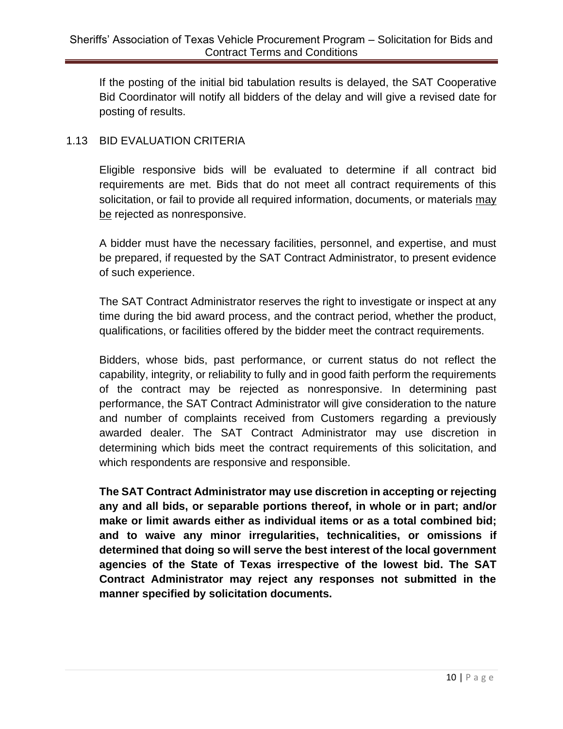If the posting of the initial bid tabulation results is delayed, the SAT Cooperative Bid Coordinator will notify all bidders of the delay and will give a revised date for posting of results.

## 1.13 BID EVALUATION CRITERIA

Eligible responsive bids will be evaluated to determine if all contract bid requirements are met. Bids that do not meet all contract requirements of this solicitation, or fail to provide all required information, documents, or materials may be rejected as nonresponsive.

A bidder must have the necessary facilities, personnel, and expertise, and must be prepared, if requested by the SAT Contract Administrator, to present evidence of such experience.

The SAT Contract Administrator reserves the right to investigate or inspect at any time during the bid award process, and the contract period, whether the product, qualifications, or facilities offered by the bidder meet the contract requirements.

Bidders, whose bids, past performance, or current status do not reflect the capability, integrity, or reliability to fully and in good faith perform the requirements of the contract may be rejected as nonresponsive. In determining past performance, the SAT Contract Administrator will give consideration to the nature and number of complaints received from Customers regarding a previously awarded dealer. The SAT Contract Administrator may use discretion in determining which bids meet the contract requirements of this solicitation, and which respondents are responsive and responsible.

**The SAT Contract Administrator may use discretion in accepting or rejecting any and all bids, or separable portions thereof, in whole or in part; and/or make or limit awards either as individual items or as a total combined bid; and to waive any minor irregularities, technicalities, or omissions if determined that doing so will serve the best interest of the local government agencies of the State of Texas irrespective of the lowest bid. The SAT Contract Administrator may reject any responses not submitted in the manner specified by solicitation documents.**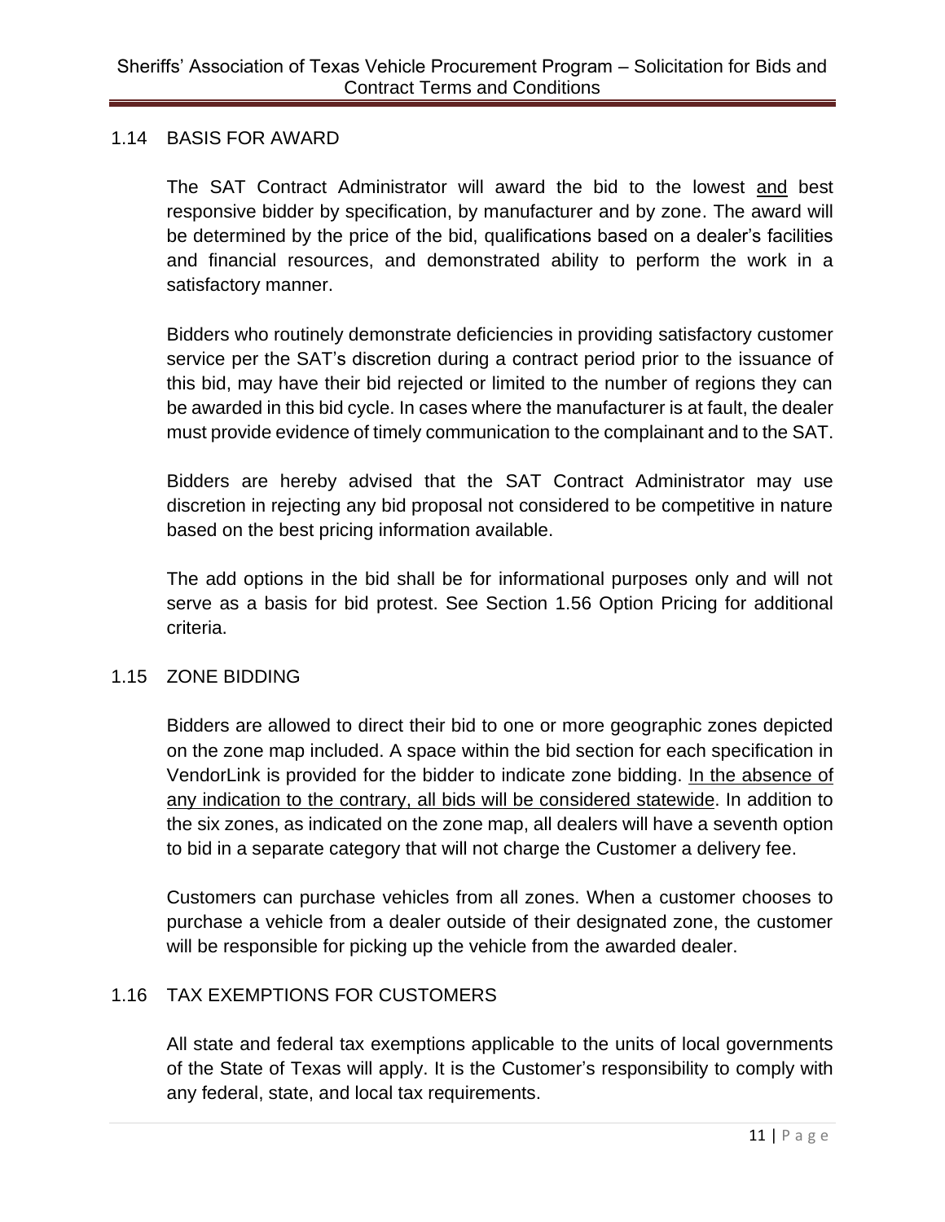## 1.14 BASIS FOR AWARD

The SAT Contract Administrator will award the bid to the lowest <u>and</u> best responsive bidder by specification, by manufacturer and by zone. The award will be determined by the price of the bid, qualifications based on a dealer's facilities and financial resources, and demonstrated ability to perform the work in a satisfactory manner.

Bidders who routinely demonstrate deficiencies in providing satisfactory customer service per the SAT's discretion during a contract period prior to the issuance of this bid, may have their bid rejected or limited to the number of regions they can be awarded in this bid cycle. In cases where the manufacturer is at fault, the dealer must provide evidence of timely communication to the complainant and to the SAT.

Bidders are hereby advised that the SAT Contract Administrator may use discretion in rejecting any bid proposal not considered to be competitive in nature based on the best pricing information available.

The add options in the bid shall be for informational purposes only and will not serve as a basis for bid protest. See Section 1.56 Option Pricing for additional criteria.

## 1.15 ZONE BIDDING

Bidders are allowed to direct their bid to one or more geographic zones depicted on the zone map included. A space within the bid section for each specification in VendorLink is provided for the bidder to indicate zone bidding. <u>In the absence of any indication to the contrary, all bids will be considered statewide</u>. In addition to the six zones, as indicated on the zone map, all dealers will have a seventh option to bid in a separate category that will not charge the Customer a delivery fee.

Customers can purchase vehicles from all zones. When a customer chooses to purchase a vehicle from a dealer outside of their designated zone, the customer will be responsible for picking up the vehicle from the awarded dealer.

## 1.16 TAX EXEMPTIONS FOR CUSTOMERS

All state and federal tax exemptions applicable to the units of local governments of the State of Texas will apply. It is the Customer's responsibility to comply with any federal, state, and local tax requirements.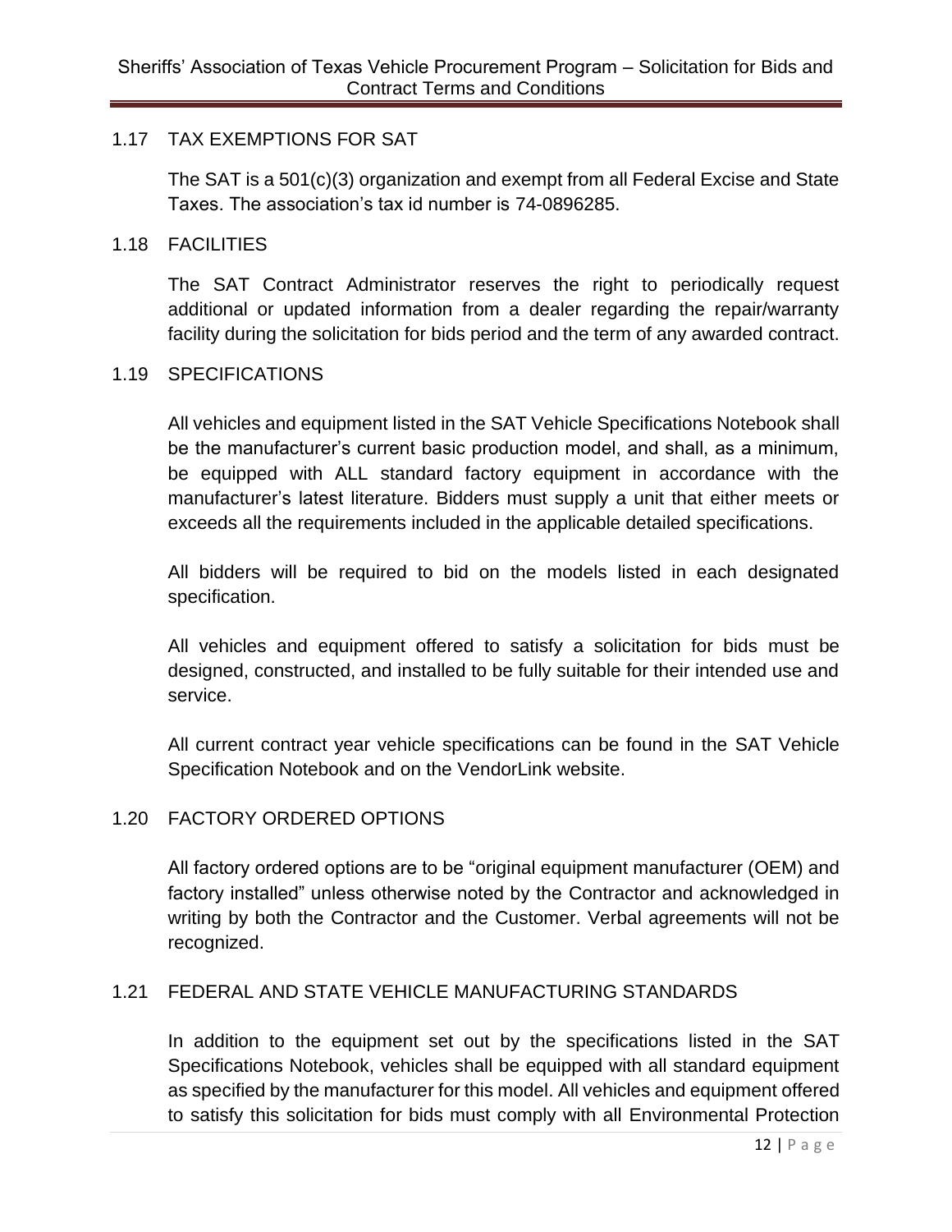## 1.17 TAX EXEMPTIONS FOR SAT

The SAT is a 501(c)(3) organization and exempt from all Federal Excise and State Taxes. The association's tax id number is 74-0896285.

## 1.18 FACILITIES

The SAT Contract Administrator reserves the right to periodically request additional or updated information from a dealer regarding the repair/warranty facility during the solicitation for bids period and the term of any awarded contract.

## 1.19 SPECIFICATIONS

All vehicles and equipment listed in the SAT Vehicle Specifications Notebook shall be the manufacturer's current basic production model, and shall, as a minimum, be equipped with ALL standard factory equipment in accordance with the manufacturer's latest literature. Bidders must supply a unit that either meets or exceeds all the requirements included in the applicable detailed specifications.

All bidders will be required to bid on the models listed in each designated specification.

All vehicles and equipment offered to satisfy a solicitation for bids must be designed, constructed, and installed to be fully suitable for their intended use and service.

All current contract year vehicle specifications can be found in the SAT Vehicle Specification Notebook and on the VendorLink website.

## 1.20 FACTORY ORDERED OPTIONS

All factory ordered options are to be "original equipment manufacturer (OEM) and factory installed" unless otherwise noted by the Contractor and acknowledged in writing by both the Contractor and the Customer. Verbal agreements will not be recognized.

## 1.21 FEDERAL AND STATE VEHICLE MANUFACTURING STANDARDS

In addition to the equipment set out by the specifications listed in the SAT Specifications Notebook, vehicles shall be equipped with all standard equipment as specified by the manufacturer for this model. All vehicles and equipment offered to satisfy this solicitation for bids must comply with all Environmental Protection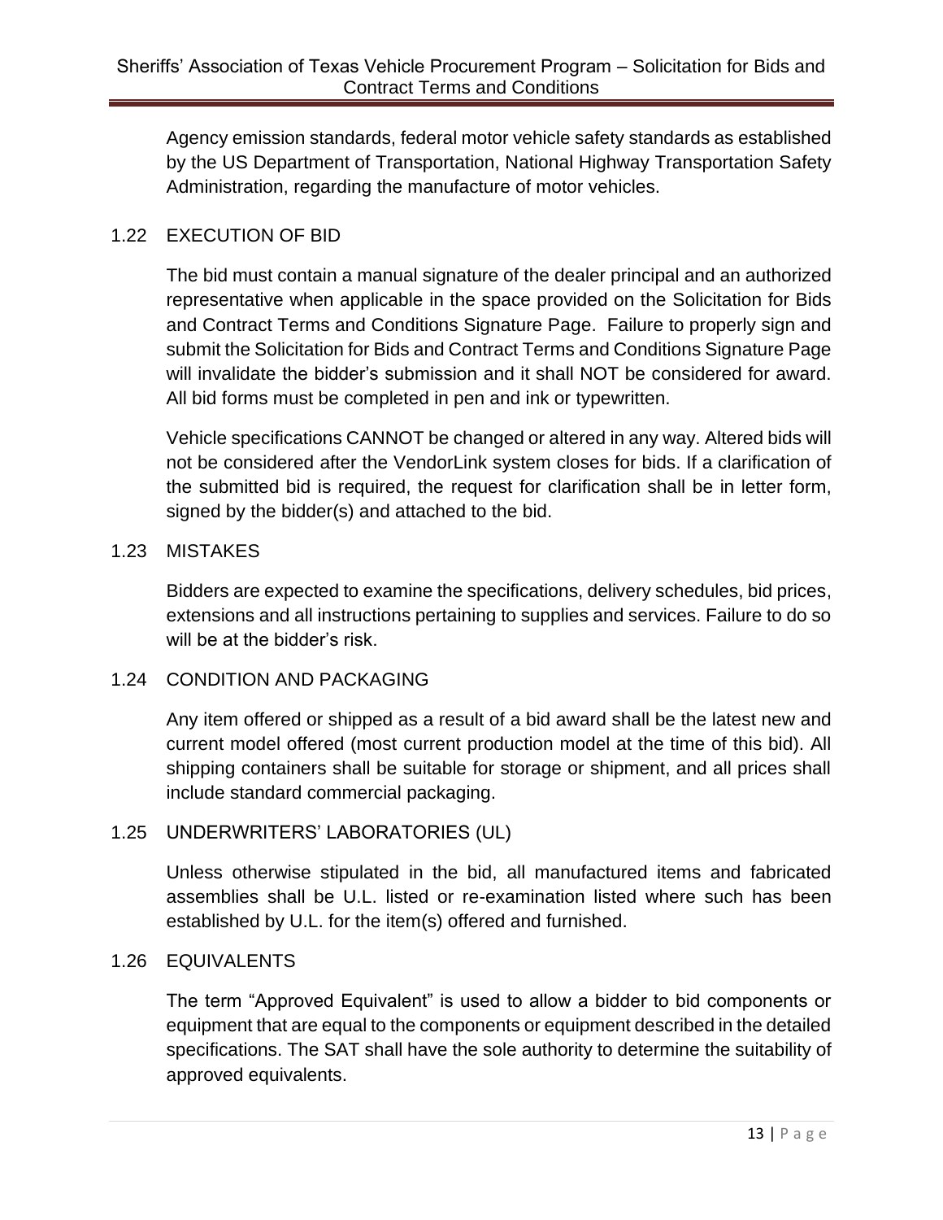Agency emission standards, federal motor vehicle safety standards as established by the US Department of Transportation, National Highway Transportation Safety Administration, regarding the manufacture of motor vehicles.

### 1.22 EXECUTION OF BID

The bid must contain a manual signature of the dealer principal and an authorized representative when applicable in the space provided on the Solicitation for Bids and Contract Terms and Conditions Signature Page. Failure to properly sign and submit the Solicitation for Bids and Contract Terms and Conditions Signature Page will invalidate the bidder's submission and it shall NOT be considered for award. All bid forms must be completed in pen and ink or typewritten.

Vehicle specifications CANNOT be changed or altered in any way. Altered bids will not be considered after the VendorLink system closes for bids. If a clarification of the submitted bid is required, the request for clarification shall be in letter form, signed by the bidder(s) and attached to the bid.

### 1.23 MISTAKES

Bidders are expected to examine the specifications, delivery schedules, bid prices, extensions and all instructions pertaining to supplies and services. Failure to do so will be at the bidder's risk.

### 1.24 CONDITION AND PACKAGING

Any item offered or shipped as a result of a bid award shall be the latest new and current model offered (most current production model at the time of this bid). All shipping containers shall be suitable for storage or shipment, and all prices shall include standard commercial packaging.

### 1.25 UNDERWRITERS' LABORATORIES (UL)

Unless otherwise stipulated in the bid, all manufactured items and fabricated assemblies shall be U.L. listed or re-examination listed where such has been established by U.L. for the item(s) offered and furnished.

### 1.26 EQUIVALENTS

The term "Approved Equivalent" is used to allow a bidder to bid components or equipment that are equal to the components or equipment described in the detailed specifications. The SAT shall have the sole authority to determine the suitability of approved equivalents.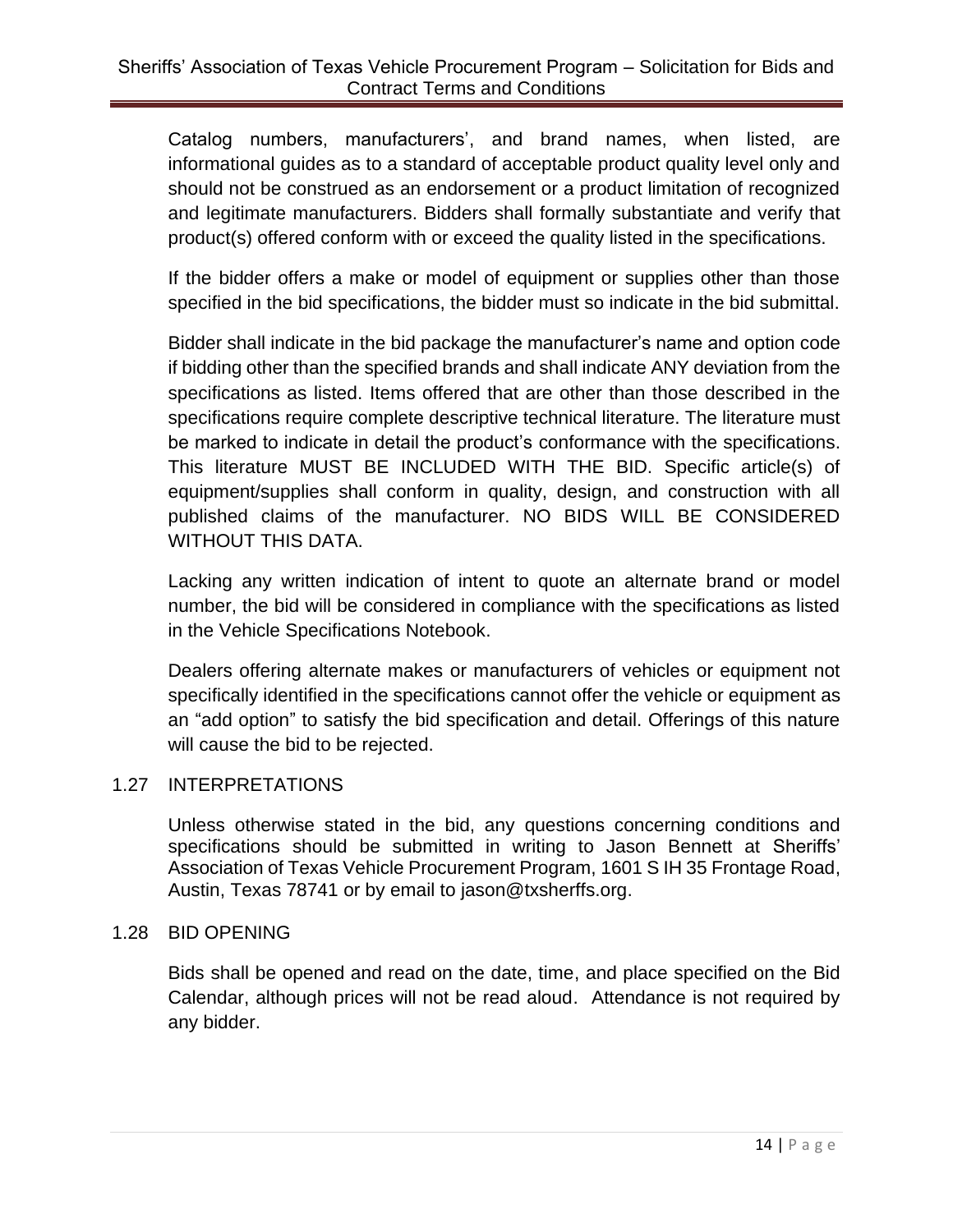Catalog numbers, manufacturers', and brand names, when listed, are informational guides as to a standard of acceptable product quality level only and should not be construed as an endorsement or a product limitation of recognized and legitimate manufacturers. Bidders shall formally substantiate and verify that product(s) offered conform with or exceed the quality listed in the specifications.

If the bidder offers a make or model of equipment or supplies other than those specified in the bid specifications, the bidder must so indicate in the bid submittal.

Bidder shall indicate in the bid package the manufacturer's name and option code if bidding other than the specified brands and shall indicate ANY deviation from the specifications as listed. Items offered that are other than those described in the specifications require complete descriptive technical literature. The literature must be marked to indicate in detail the product's conformance with the specifications. This literature MUST BE INCLUDED WITH THE BID. Specific article(s) of equipment/supplies shall conform in quality, design, and construction with all published claims of the manufacturer. NO BIDS WILL BE CONSIDERED WITHOUT THIS DATA.

Lacking any written indication of intent to quote an alternate brand or model number, the bid will be considered in compliance with the specifications as listed in the Vehicle Specifications Notebook.

Dealers offering alternate makes or manufacturers of vehicles or equipment not specifically identified in the specifications cannot offer the vehicle or equipment as an "add option" to satisfy the bid specification and detail. Offerings of this nature will cause the bid to be rejected.

## 1.27 INTERPRETATIONS

Unless otherwise stated in the bid, any questions concerning conditions and specifications should be submitted in writing to Jason Bennett at Sheriffs' Association of Texas Vehicle Procurement Program, 1601 S IH 35 Frontage Road, Austin, Texas 78741 or by email to jason@txsherffs.org.

## 1.28 BID OPENING

Bids shall be opened and read on the date, time, and place specified on the Bid Calendar, although prices will not be read aloud. Attendance is not required by any bidder.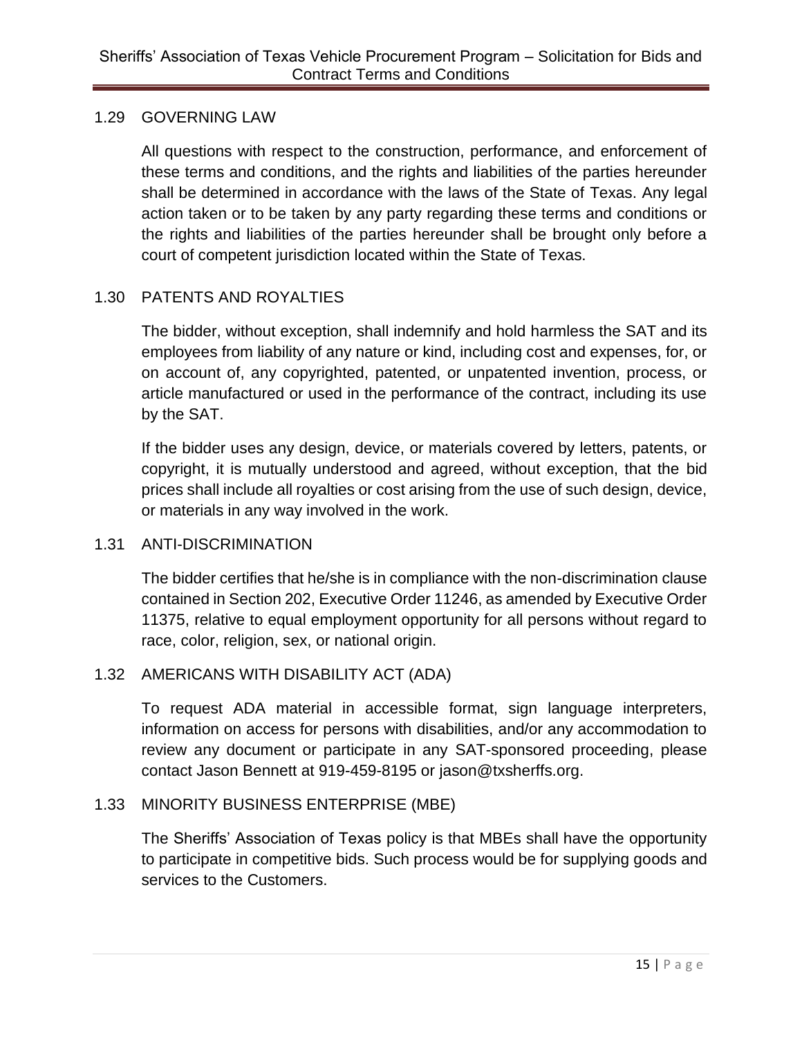## 1.29 GOVERNING LAW

All questions with respect to the construction, performance, and enforcement of these terms and conditions, and the rights and liabilities of the parties hereunder shall be determined in accordance with the laws of the State of Texas. Any legal action taken or to be taken by any party regarding these terms and conditions or the rights and liabilities of the parties hereunder shall be brought only before a court of competent jurisdiction located within the State of Texas.

## 1.30 PATENTS AND ROYALTIES

The bidder, without exception, shall indemnify and hold harmless the SAT and its employees from liability of any nature or kind, including cost and expenses, for, or on account of, any copyrighted, patented, or unpatented invention, process, or article manufactured or used in the performance of the contract, including its use by the SAT.

If the bidder uses any design, device, or materials covered by letters, patents, or copyright, it is mutually understood and agreed, without exception, that the bid prices shall include all royalties or cost arising from the use of such design, device, or materials in any way involved in the work.

## 1.31 ANTI-DISCRIMINATION

The bidder certifies that he/she is in compliance with the non-discrimination clause contained in Section 202, Executive Order 11246, as amended by Executive Order 11375, relative to equal employment opportunity for all persons without regard to race, color, religion, sex, or national origin.

## 1.32 AMERICANS WITH DISABILITY ACT (ADA)

To request ADA material in accessible format, sign language interpreters, information on access for persons with disabilities, and/or any accommodation to review any document or participate in any SAT-sponsored proceeding, please contact Jason Bennett at 919-459-8195 or jason@txsherffs.org.

## 1.33 MINORITY BUSINESS ENTERPRISE (MBE)

The Sheriffs' Association of Texas policy is that MBEs shall have the opportunity to participate in competitive bids. Such process would be for supplying goods and services to the Customers.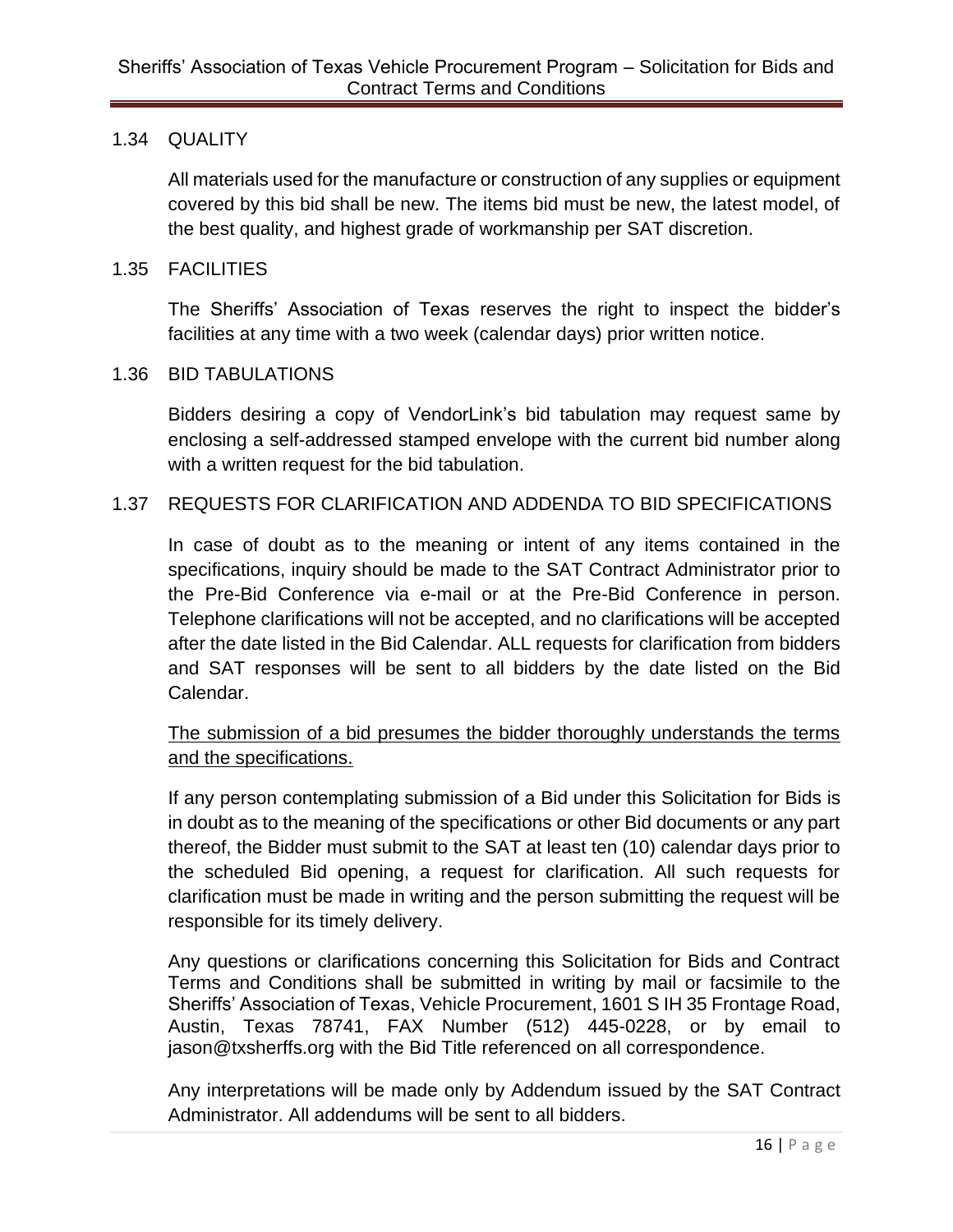## 1.34 QUALITY

All materials used for the manufacture or construction of any supplies or equipment covered by this bid shall be new. The items bid must be new, the latest model, of the best quality, and highest grade of workmanship per SAT discretion.

## 1.35 FACILITIES

The Sheriffs' Association of Texas reserves the right to inspect the bidder's facilities at any time with a two week (calendar days) prior written notice.

## 1.36 BID TABULATIONS

Bidders desiring a copy of VendorLink's bid tabulation may request same by enclosing a self-addressed stamped envelope with the current bid number along with a written request for the bid tabulation.

## 1.37 REQUESTS FOR CLARIFICATION AND ADDENDA TO BID SPECIFICATIONS

In case of doubt as to the meaning or intent of any items contained in the specifications, inquiry should be made to the SAT Contract Administrator prior to the Pre-Bid Conference via e-mail or at the Pre-Bid Conference in person. Telephone clarifications will not be accepted, and no clarifications will be accepted after the date listed in the Bid Calendar. ALL requests for clarification from bidders and SAT responses will be sent to all bidders by the date listed on the Bid Calendar.

<u>The submission of a bid presumes the bidder thoroughly understands the terms and the specifications.</u>

If any person contemplating submission of a Bid under this Solicitation for Bids is in doubt as to the meaning of the specifications or other Bid documents or any part thereof, the Bidder must submit to the SAT at least ten (10) calendar days prior to the scheduled Bid opening, a request for clarification. All such requests for clarification must be made in writing and the person submitting the request will be responsible for its timely delivery.

Any questions or clarifications concerning this Solicitation for Bids and Contract Terms and Conditions shall be submitted in writing by mail or facsimile to the Sheriffs' Association of Texas, Vehicle Procurement, 1601 S IH 35 Frontage Road, Austin, Texas 78741, FAX Number (512) 445-0228, or by email to jason@txsherffs.org with the Bid Title referenced on all correspondence.

Any interpretations will be made only by Addendum issued by the SAT Contract Administrator. All addendums will be sent to all bidders.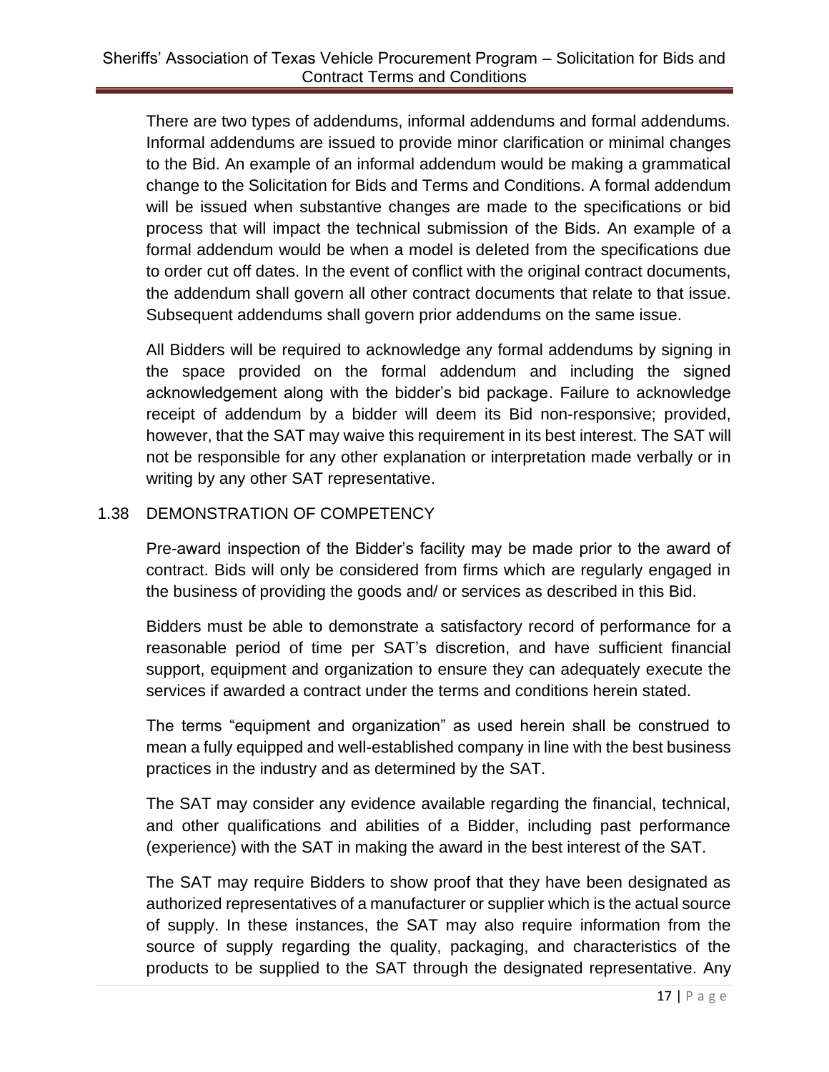There are two types of addendums, informal addendums and formal addendums. Informal addendums are issued to provide minor clarification or minimal changes to the Bid. An example of an informal addendum would be making a grammatical change to the Solicitation for Bids and Terms and Conditions. A formal addendum will be issued when substantive changes are made to the specifications or bid process that will impact the technical submission of the Bids. An example of a formal addendum would be when a model is deleted from the specifications due to order cut off dates. In the event of conflict with the original contract documents, the addendum shall govern all other contract documents that relate to that issue. Subsequent addendums shall govern prior addendums on the same issue.

All Bidders will be required to acknowledge any formal addendums by signing in the space provided on the formal addendum and including the signed acknowledgement along with the bidder's bid package. Failure to acknowledge receipt of addendum by a bidder will deem its Bid non-responsive; provided, however, that the SAT may waive this requirement in its best interest. The SAT will not be responsible for any other explanation or interpretation made verbally or in writing by any other SAT representative.

## 1.38 DEMONSTRATION OF COMPETENCY

Pre-award inspection of the Bidder's facility may be made prior to the award of contract. Bids will only be considered from firms which are regularly engaged in the business of providing the goods and/ or services as described in this Bid.

Bidders must be able to demonstrate a satisfactory record of performance for a reasonable period of time per SAT's discretion, and have sufficient financial support, equipment and organization to ensure they can adequately execute the services if awarded a contract under the terms and conditions herein stated.

The terms "equipment and organization" as used herein shall be construed to mean a fully equipped and well-established company in line with the best business practices in the industry and as determined by the SAT.

The SAT may consider any evidence available regarding the financial, technical, and other qualifications and abilities of a Bidder, including past performance (experience) with the SAT in making the award in the best interest of the SAT.

The SAT may require Bidders to show proof that they have been designated as authorized representatives of a manufacturer or supplier which is the actual source of supply. In these instances, the SAT may also require information from the source of supply regarding the quality, packaging, and characteristics of the products to be supplied to the SAT through the designated representative. Any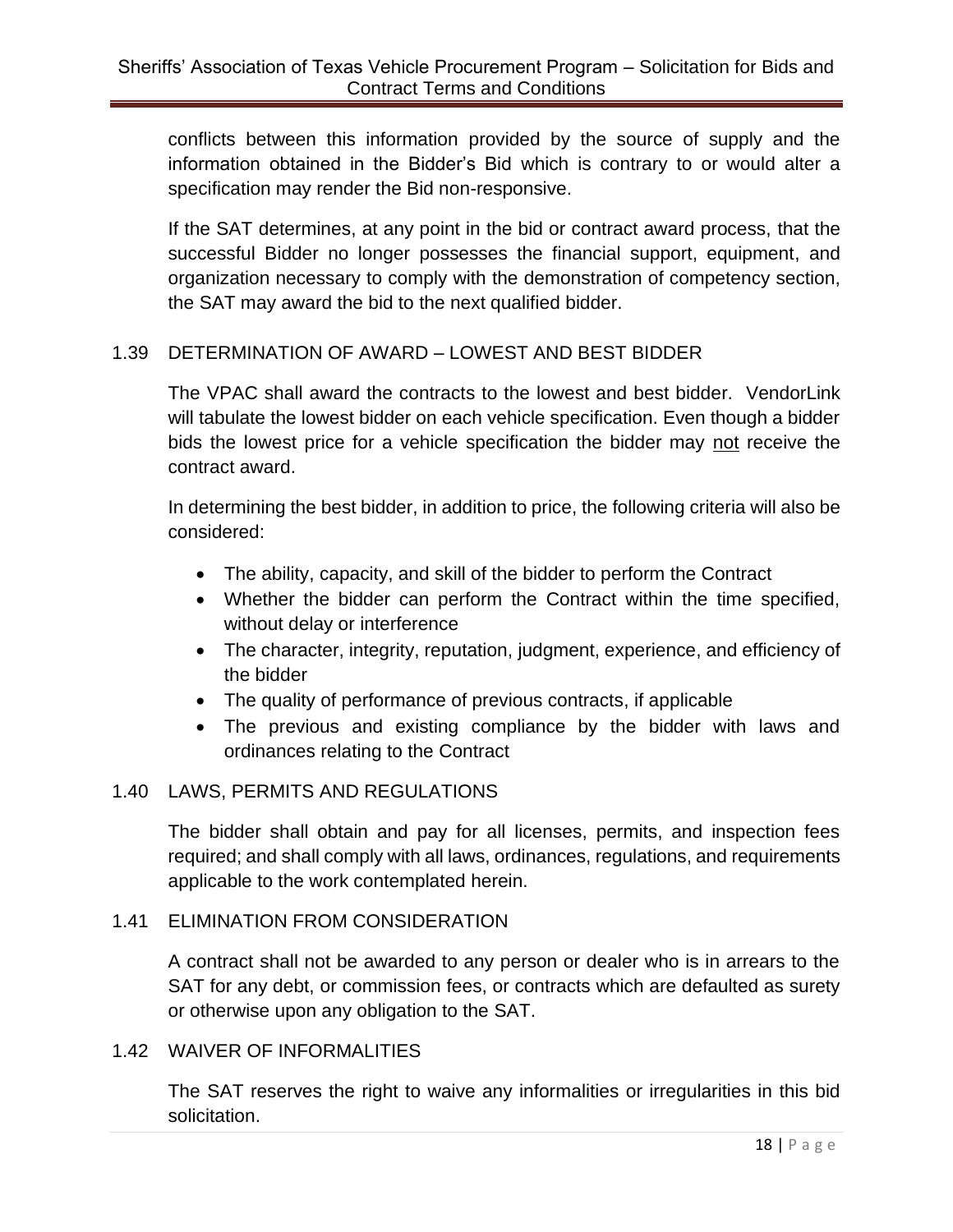conflicts between this information provided by the source of supply and the information obtained in the Bidder's Bid which is contrary to or would alter a specification may render the Bid non-responsive.

If the SAT determines, at any point in the bid or contract award process, that the successful Bidder no longer possesses the financial support, equipment, and organization necessary to comply with the demonstration of competency section, the SAT may award the bid to the next qualified bidder.

## 1.39 DETERMINATION OF AWARD – LOWEST AND BEST BIDDER

The VPAC shall award the contracts to the lowest and best bidder. VendorLink will tabulate the lowest bidder on each vehicle specification. Even though a bidder bids the lowest price for a vehicle specification the bidder may <u>not</u> receive the contract award.

In determining the best bidder, in addition to price, the following criteria will also be considered:

- The ability, capacity, and skill of the bidder to perform the Contract
- Whether the bidder can perform the Contract within the time specified, without delay or interference
- The character, integrity, reputation, judgment, experience, and efficiency of the bidder
- The quality of performance of previous contracts, if applicable
- The previous and existing compliance by the bidder with laws and ordinances relating to the Contract

## 1.40 LAWS, PERMITS AND REGULATIONS

The bidder shall obtain and pay for all licenses, permits, and inspection fees required; and shall comply with all laws, ordinances, regulations, and requirements applicable to the work contemplated herein.

## 1.41 ELIMINATION FROM CONSIDERATION

A contract shall not be awarded to any person or dealer who is in arrears to the SAT for any debt, or commission fees, or contracts which are defaulted as surety or otherwise upon any obligation to the SAT.

## 1.42 WAIVER OF INFORMALITIES

The SAT reserves the right to waive any informalities or irregularities in this bid solicitation.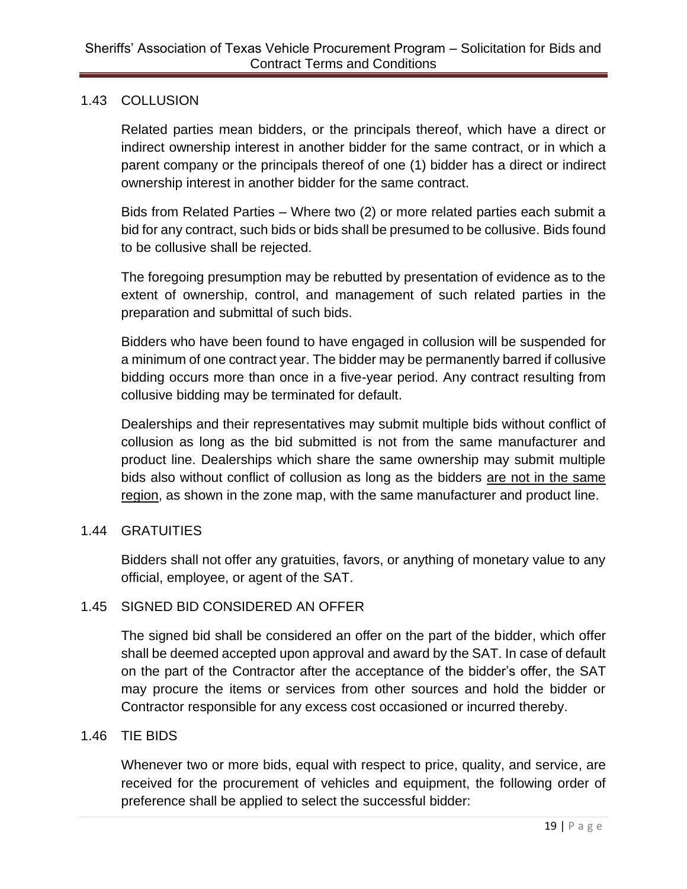## 1.43 COLLUSION

Related parties mean bidders, or the principals thereof, which have a direct or indirect ownership interest in another bidder for the same contract, or in which a parent company or the principals thereof of one (1) bidder has a direct or indirect ownership interest in another bidder for the same contract.

Bids from Related Parties – Where two (2) or more related parties each submit a bid for any contract, such bids or bids shall be presumed to be collusive. Bids found to be collusive shall be rejected.

The foregoing presumption may be rebutted by presentation of evidence as to the extent of ownership, control, and management of such related parties in the preparation and submittal of such bids.

Bidders who have been found to have engaged in collusion will be suspended for a minimum of one contract year. The bidder may be permanently barred if collusive bidding occurs more than once in a five-year period. Any contract resulting from collusive bidding may be terminated for default.

Dealerships and their representatives may submit multiple bids without conflict of collusion as long as the bid submitted is not from the same manufacturer and product line. Dealerships which share the same ownership may submit multiple bids also without conflict of collusion as long as the bidders <u>are not in the same region</u>, as shown in the zone map, with the same manufacturer and product line.

## 1.44 GRATUITIES

Bidders shall not offer any gratuities, favors, or anything of monetary value to any official, employee, or agent of the SAT.

## 1.45 SIGNED BID CONSIDERED AN OFFER

The signed bid shall be considered an offer on the part of the bidder, which offer shall be deemed accepted upon approval and award by the SAT. In case of default on the part of the Contractor after the acceptance of the bidder's offer, the SAT may procure the items or services from other sources and hold the bidder or Contractor responsible for any excess cost occasioned or incurred thereby.

## 1.46 TIE BIDS

Whenever two or more bids, equal with respect to price, quality, and service, are received for the procurement of vehicles and equipment, the following order of preference shall be applied to select the successful bidder: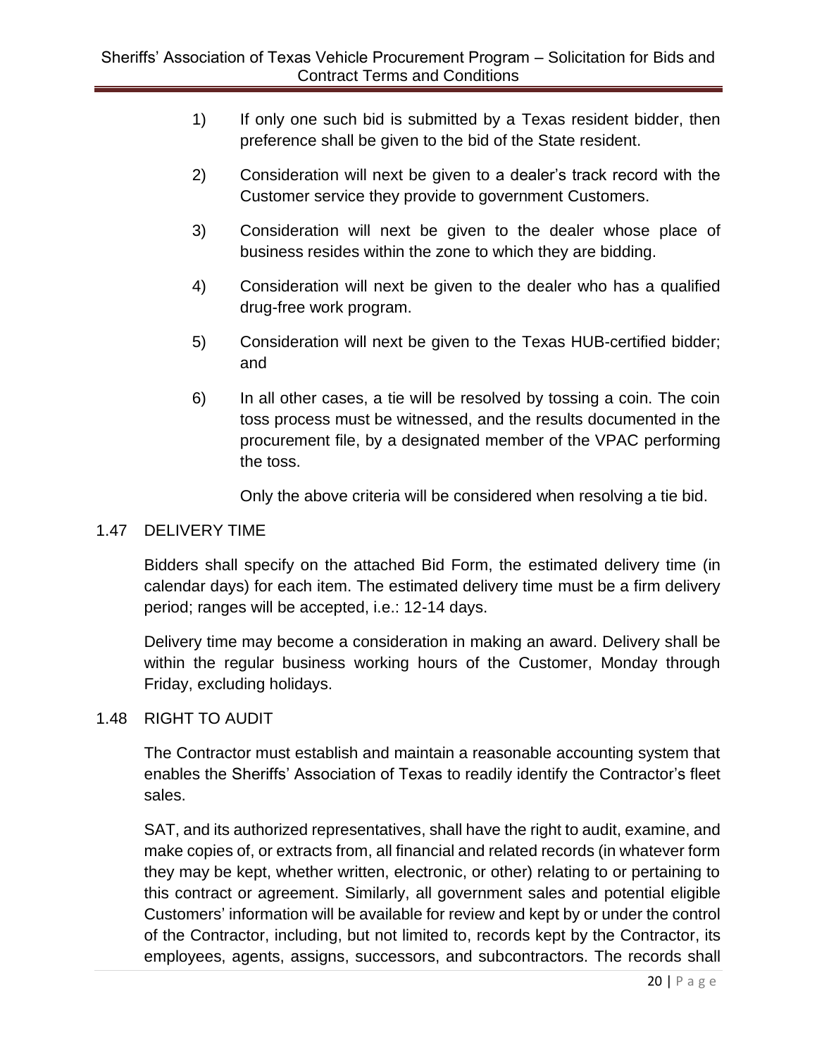1) If only one such bid is submitted by a Texas resident bidder, then preference shall be given to the bid of the State resident.

2) Consideration will next be given to a dealer's track record with the Customer service they provide to government Customers.

3) Consideration will next be given to the dealer whose place of business resides within the zone to which they are bidding.

4) Consideration will next be given to the dealer who has a qualified drug-free work program.

5) Consideration will next be given to the Texas HUB-certified bidder; and

6) In all other cases, a tie will be resolved by tossing a coin. The coin toss process must be witnessed, and the results documented in the procurement file, by a designated member of the VPAC performing the toss.

   Only the above criteria will be considered when resolving a tie bid.

## 1.47 DELIVERY TIME

Bidders shall specify on the attached Bid Form, the estimated delivery time (in calendar days) for each item. The estimated delivery time must be a firm delivery period; ranges will be accepted, i.e.: 12-14 days.

Delivery time may become a consideration in making an award. Delivery shall be within the regular business working hours of the Customer, Monday through Friday, excluding holidays.

## 1.48 RIGHT TO AUDIT

The Contractor must establish and maintain a reasonable accounting system that enables the Sheriffs' Association of Texas to readily identify the Contractor's fleet sales.

SAT, and its authorized representatives, shall have the right to audit, examine, and make copies of, or extracts from, all financial and related records (in whatever form they may be kept, whether written, electronic, or other) relating to or pertaining to this contract or agreement. Similarly, all government sales and potential eligible Customers' information will be available for review and kept by or under the control of the Contractor, including, but not limited to, records kept by the Contractor, its employees, agents, assigns, successors, and subcontractors. The records shall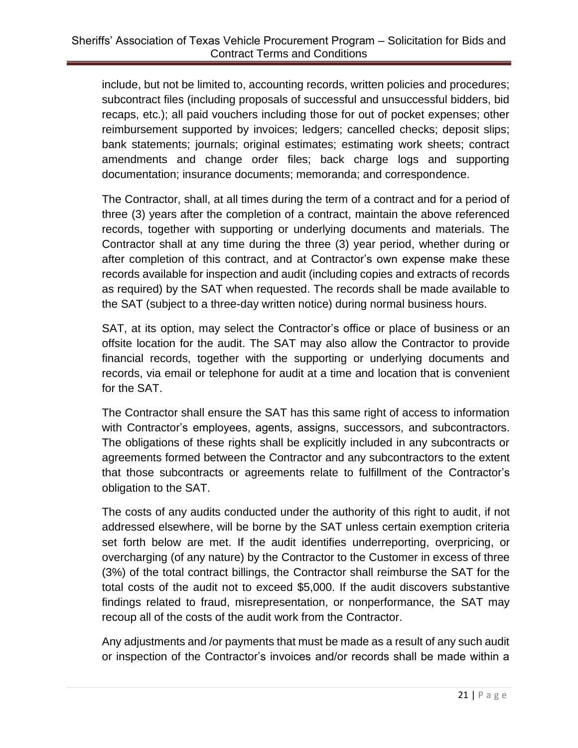include, but not be limited to, accounting records, written policies and procedures; subcontract files (including proposals of successful and unsuccessful bidders, bid recaps, etc.); all paid vouchers including those for out of pocket expenses; other reimbursement supported by invoices; ledgers; cancelled checks; deposit slips; bank statements; journals; original estimates; estimating work sheets; contract amendments and change order files; back charge logs and supporting documentation; insurance documents; memoranda; and correspondence.

The Contractor, shall, at all times during the term of a contract and for a period of three (3) years after the completion of a contract, maintain the above referenced records, together with supporting or underlying documents and materials. The Contractor shall at any time during the three (3) year period, whether during or after completion of this contract, and at Contractor's own expense make these records available for inspection and audit (including copies and extracts of records as required) by the SAT when requested. The records shall be made available to the SAT (subject to a three-day written notice) during normal business hours.

SAT, at its option, may select the Contractor's office or place of business or an offsite location for the audit. The SAT may also allow the Contractor to provide financial records, together with the supporting or underlying documents and records, via email or telephone for audit at a time and location that is convenient for the SAT.

The Contractor shall ensure the SAT has this same right of access to information with Contractor's employees, agents, assigns, successors, and subcontractors. The obligations of these rights shall be explicitly included in any subcontracts or agreements formed between the Contractor and any subcontractors to the extent that those subcontracts or agreements relate to fulfillment of the Contractor's obligation to the SAT.

The costs of any audits conducted under the authority of this right to audit, if not addressed elsewhere, will be borne by the SAT unless certain exemption criteria set forth below are met. If the audit identifies underreporting, overpricing, or overcharging (of any nature) by the Contractor to the Customer in excess of three (3%) of the total contract billings, the Contractor shall reimburse the SAT for the total costs of the audit not to exceed $5,000. If the audit discovers substantive findings related to fraud, misrepresentation, or nonperformance, the SAT may recoup all of the costs of the audit work from the Contractor.

Any adjustments and /or payments that must be made as a result of any such audit or inspection of the Contractor's invoices and/or records shall be made within a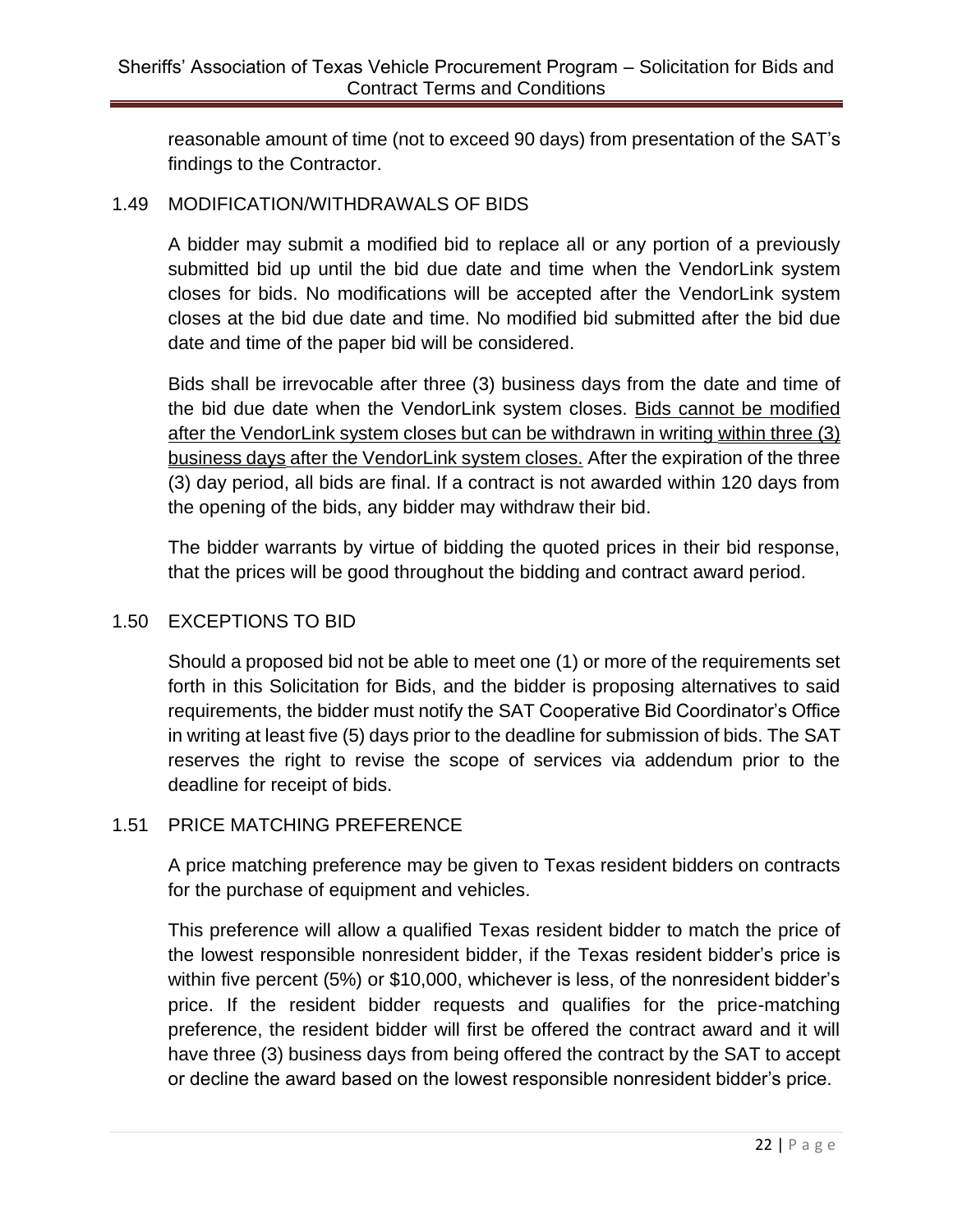reasonable amount of time (not to exceed 90 days) from presentation of the SAT's findings to the Contractor.

## 1.49 MODIFICATION/WITHDRAWALS OF BIDS

A bidder may submit a modified bid to replace all or any portion of a previously submitted bid up until the bid due date and time when the VendorLink system closes for bids. No modifications will be accepted after the VendorLink system closes at the bid due date and time. No modified bid submitted after the bid due date and time of the paper bid will be considered.

Bids shall be irrevocable after three (3) business days from the date and time of the bid due date when the VendorLink system closes. <u>Bids cannot be modified after the VendorLink system closes but can be withdrawn in writing within three (3) business days after the VendorLink system closes.</u> After the expiration of the three (3) day period, all bids are final. If a contract is not awarded within 120 days from the opening of the bids, any bidder may withdraw their bid.

The bidder warrants by virtue of bidding the quoted prices in their bid response, that the prices will be good throughout the bidding and contract award period.

## 1.50 EXCEPTIONS TO BID

Should a proposed bid not be able to meet one (1) or more of the requirements set forth in this Solicitation for Bids, and the bidder is proposing alternatives to said requirements, the bidder must notify the SAT Cooperative Bid Coordinator's Office in writing at least five (5) days prior to the deadline for submission of bids. The SAT reserves the right to revise the scope of services via addendum prior to the deadline for receipt of bids.

## 1.51 PRICE MATCHING PREFERENCE

A price matching preference may be given to Texas resident bidders on contracts for the purchase of equipment and vehicles.

This preference will allow a qualified Texas resident bidder to match the price of the lowest responsible nonresident bidder, if the Texas resident bidder's price is within five percent (5%) or $10,000, whichever is less, of the nonresident bidder's price. If the resident bidder requests and qualifies for the price-matching preference, the resident bidder will first be offered the contract award and it will have three (3) business days from being offered the contract by the SAT to accept or decline the award based on the lowest responsible nonresident bidder's price.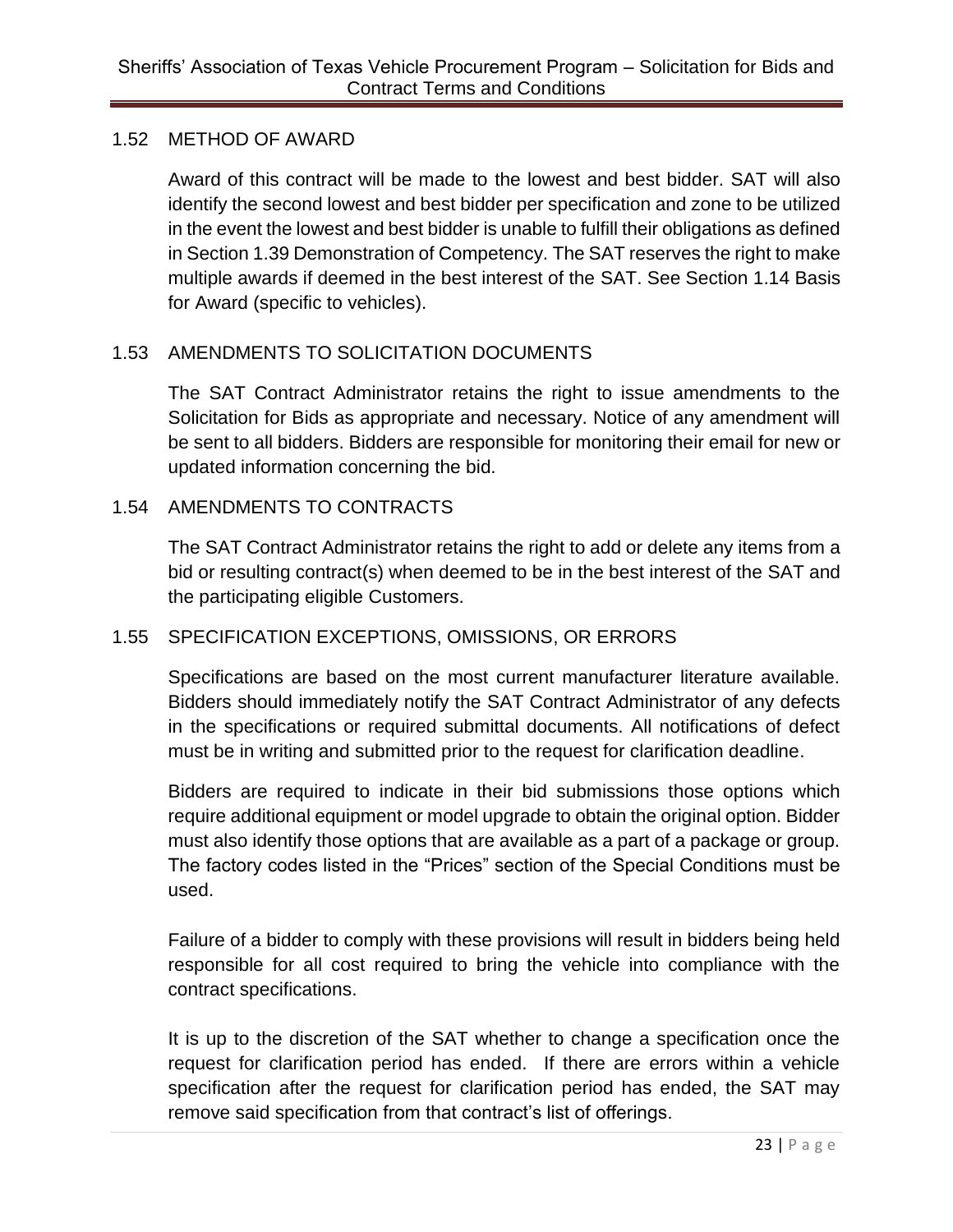## 1.52 METHOD OF AWARD

Award of this contract will be made to the lowest and best bidder. SAT will also identify the second lowest and best bidder per specification and zone to be utilized in the event the lowest and best bidder is unable to fulfill their obligations as defined in Section 1.39 Demonstration of Competency. The SAT reserves the right to make multiple awards if deemed in the best interest of the SAT. See Section 1.14 Basis for Award (specific to vehicles).

## 1.53 AMENDMENTS TO SOLICITATION DOCUMENTS

The SAT Contract Administrator retains the right to issue amendments to the Solicitation for Bids as appropriate and necessary. Notice of any amendment will be sent to all bidders. Bidders are responsible for monitoring their email for new or updated information concerning the bid.

## 1.54 AMENDMENTS TO CONTRACTS

The SAT Contract Administrator retains the right to add or delete any items from a bid or resulting contract(s) when deemed to be in the best interest of the SAT and the participating eligible Customers.

## 1.55 SPECIFICATION EXCEPTIONS, OMISSIONS, OR ERRORS

Specifications are based on the most current manufacturer literature available. Bidders should immediately notify the SAT Contract Administrator of any defects in the specifications or required submittal documents. All notifications of defect must be in writing and submitted prior to the request for clarification deadline.

Bidders are required to indicate in their bid submissions those options which require additional equipment or model upgrade to obtain the original option. Bidder must also identify those options that are available as a part of a package or group. The factory codes listed in the "Prices" section of the Special Conditions must be used.

Failure of a bidder to comply with these provisions will result in bidders being held responsible for all cost required to bring the vehicle into compliance with the contract specifications.

It is up to the discretion of the SAT whether to change a specification once the request for clarification period has ended. If there are errors within a vehicle specification after the request for clarification period has ended, the SAT may remove said specification from that contract's list of offerings.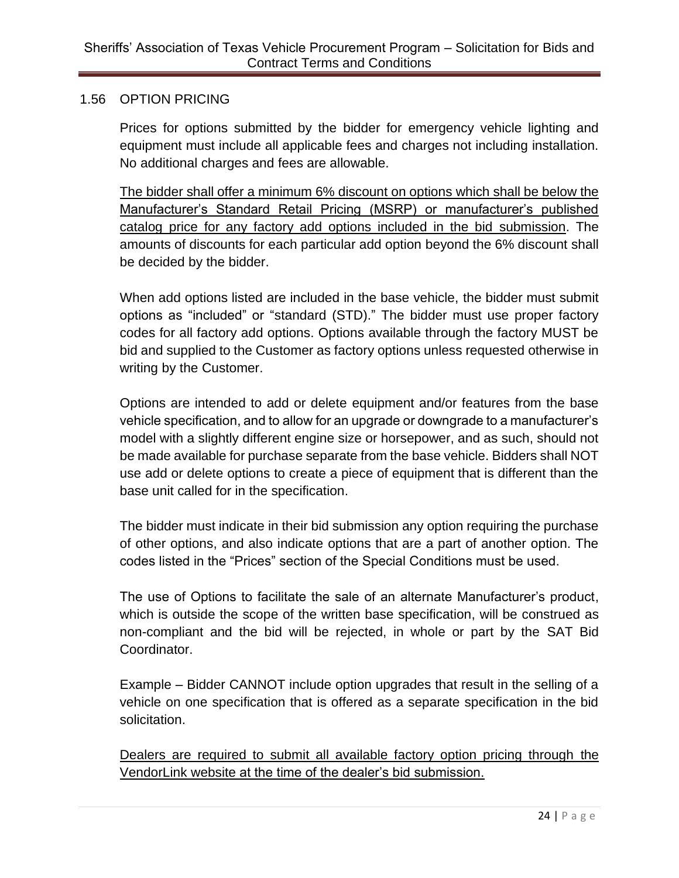## 1.56 OPTION PRICING

Prices for options submitted by the bidder for emergency vehicle lighting and equipment must include all applicable fees and charges not including installation. No additional charges and fees are allowable.

<u>The bidder shall offer a minimum 6% discount on options which shall be below the Manufacturer's Standard Retail Pricing (MSRP) or manufacturer's published catalog price for any factory add options included in the bid submission</u>. The amounts of discounts for each particular add option beyond the 6% discount shall be decided by the bidder.

When add options listed are included in the base vehicle, the bidder must submit options as "included" or "standard (STD)." The bidder must use proper factory codes for all factory add options. Options available through the factory MUST be bid and supplied to the Customer as factory options unless requested otherwise in writing by the Customer.

Options are intended to add or delete equipment and/or features from the base vehicle specification, and to allow for an upgrade or downgrade to a manufacturer's model with a slightly different engine size or horsepower, and as such, should not be made available for purchase separate from the base vehicle. Bidders shall NOT use add or delete options to create a piece of equipment that is different than the base unit called for in the specification.

The bidder must indicate in their bid submission any option requiring the purchase of other options, and also indicate options that are a part of another option. The codes listed in the "Prices" section of the Special Conditions must be used.

The use of Options to facilitate the sale of an alternate Manufacturer's product, which is outside the scope of the written base specification, will be construed as non-compliant and the bid will be rejected, in whole or part by the SAT Bid Coordinator.

Example – Bidder CANNOT include option upgrades that result in the selling of a vehicle on one specification that is offered as a separate specification in the bid solicitation.

<u>Dealers are required to submit all available factory option pricing through the VendorLink website at the time of the dealer's bid submission.</u>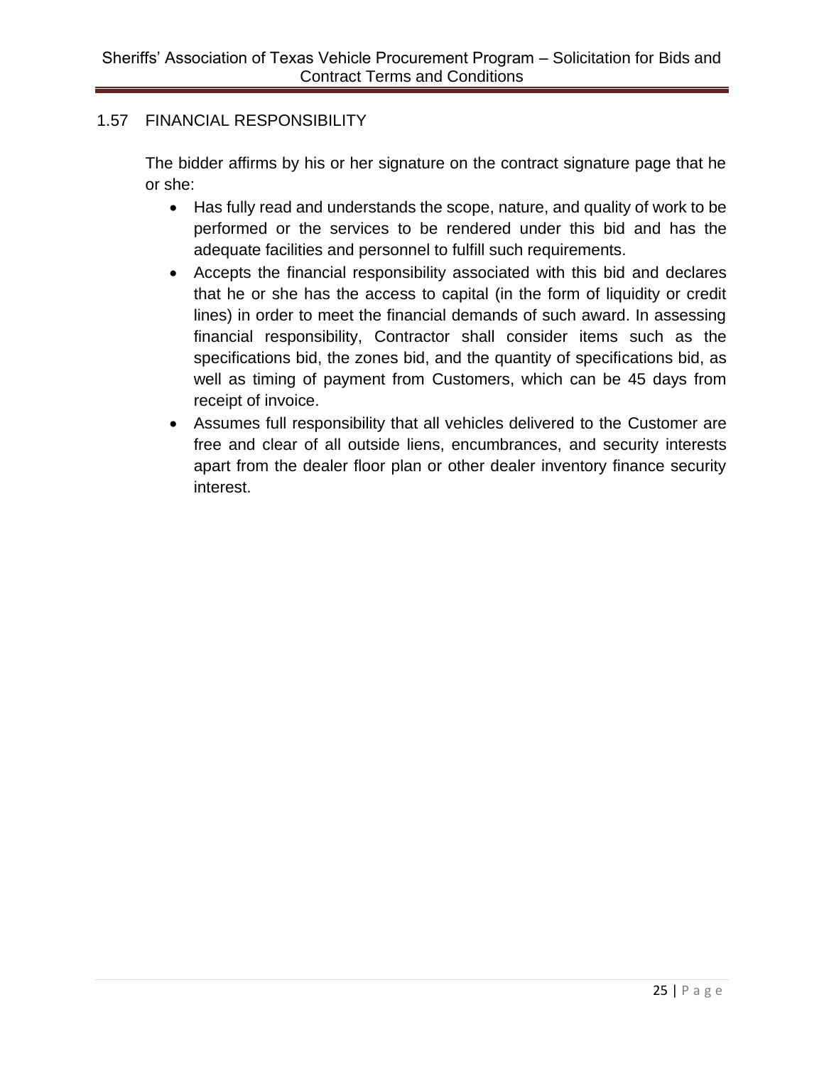## 1.57 FINANCIAL RESPONSIBILITY

The bidder affirms by his or her signature on the contract signature page that he or she:

- Has fully read and understands the scope, nature, and quality of work to be performed or the services to be rendered under this bid and has the adequate facilities and personnel to fulfill such requirements.
- Accepts the financial responsibility associated with this bid and declares that he or she has the access to capital (in the form of liquidity or credit lines) in order to meet the financial demands of such award. In assessing financial responsibility, Contractor shall consider items such as the specifications bid, the zones bid, and the quantity of specifications bid, as well as timing of payment from Customers, which can be 45 days from receipt of invoice.
- Assumes full responsibility that all vehicles delivered to the Customer are free and clear of all outside liens, encumbrances, and security interests apart from the dealer floor plan or other dealer inventory finance security interest.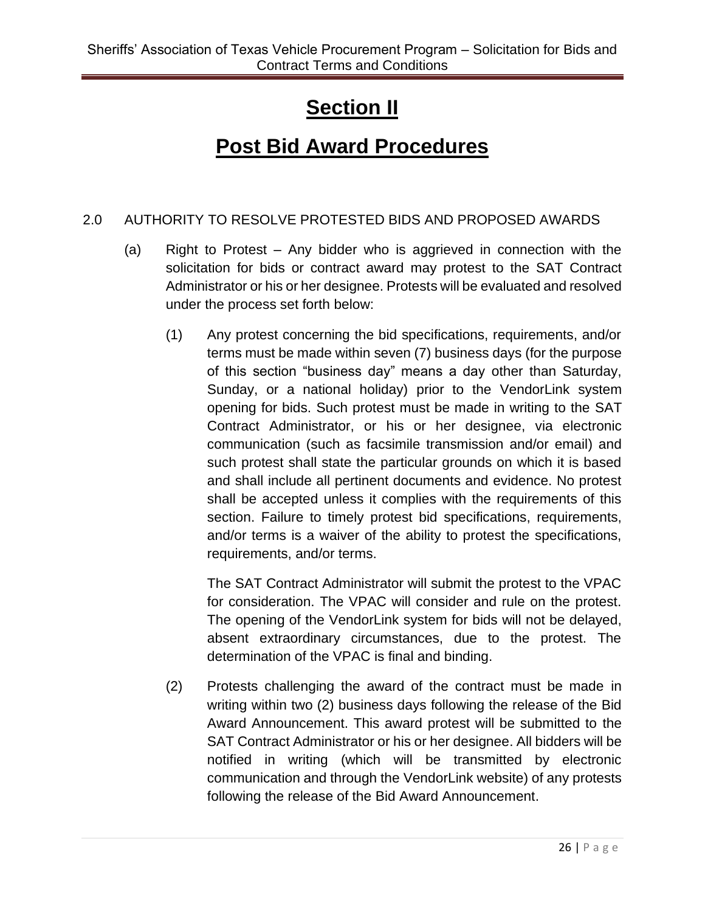# Section II

# Post Bid Award Procedures

2.0 AUTHORITY TO RESOLVE PROTESTED BIDS AND PROPOSED AWARDS

(a) Right to Protest – Any bidder who is aggrieved in connection with the solicitation for bids or contract award may protest to the SAT Contract Administrator or his or her designee. Protests will be evaluated and resolved under the process set forth below:

(1) Any protest concerning the bid specifications, requirements, and/or terms must be made within seven (7) business days (for the purpose of this section "business day" means a day other than Saturday, Sunday, or a national holiday) prior to the VendorLink system opening for bids. Such protest must be made in writing to the SAT Contract Administrator, or his or her designee, via electronic communication (such as facsimile transmission and/or email) and such protest shall state the particular grounds on which it is based and shall include all pertinent documents and evidence. No protest shall be accepted unless it complies with the requirements of this section. Failure to timely protest bid specifications, requirements, and/or terms is a waiver of the ability to protest the specifications, requirements, and/or terms.

The SAT Contract Administrator will submit the protest to the VPAC for consideration. The VPAC will consider and rule on the protest. The opening of the VendorLink system for bids will not be delayed, absent extraordinary circumstances, due to the protest. The determination of the VPAC is final and binding.

(2) Protests challenging the award of the contract must be made in writing within two (2) business days following the release of the Bid Award Announcement. This award protest will be submitted to the SAT Contract Administrator or his or her designee. All bidders will be notified in writing (which will be transmitted by electronic communication and through the VendorLink website) of any protests following the release of the Bid Award Announcement.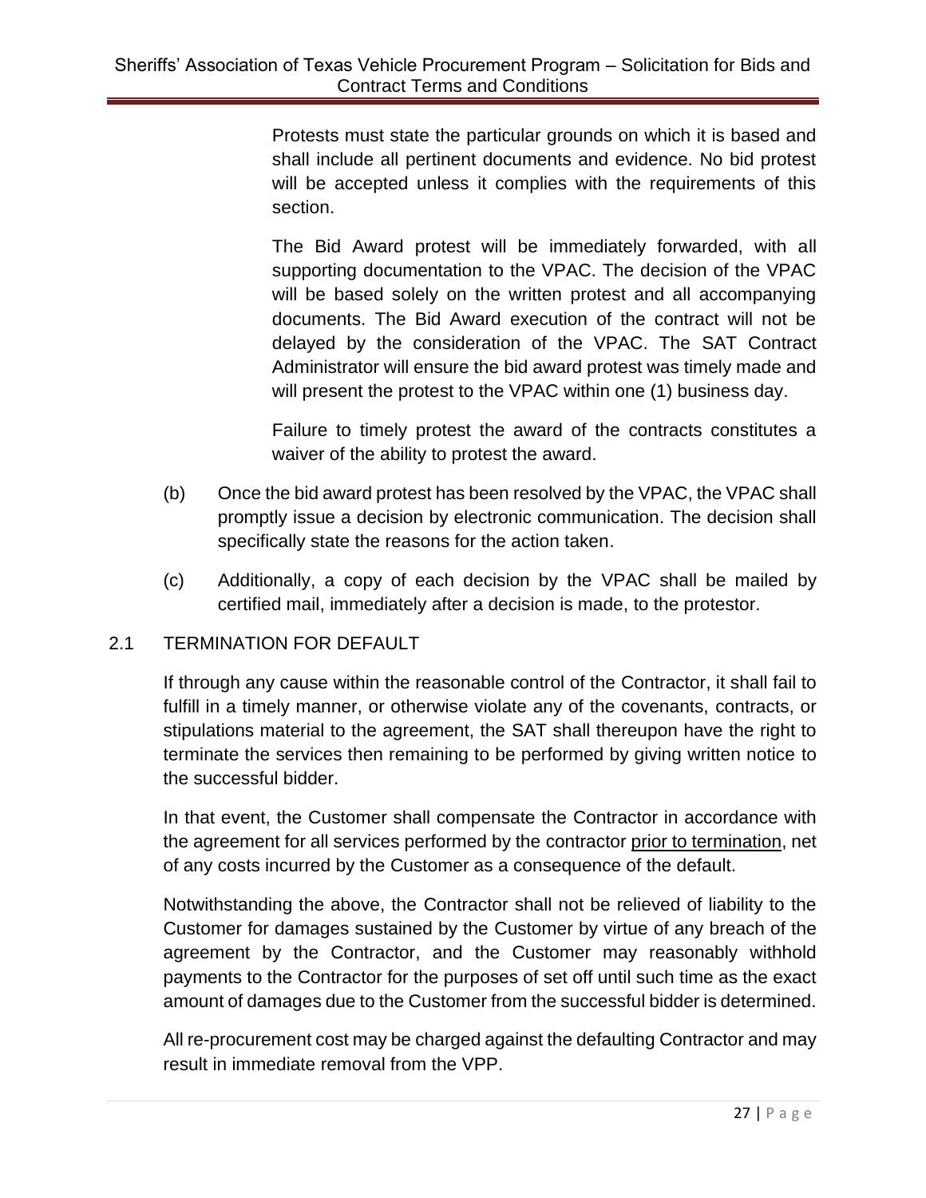Protests must state the particular grounds on which it is based and shall include all pertinent documents and evidence. No bid protest will be accepted unless it complies with the requirements of this section.

The Bid Award protest will be immediately forwarded, with all supporting documentation to the VPAC. The decision of the VPAC will be based solely on the written protest and all accompanying documents. The Bid Award execution of the contract will not be delayed by the consideration of the VPAC. The SAT Contract Administrator will ensure the bid award protest was timely made and will present the protest to the VPAC within one (1) business day.

Failure to timely protest the award of the contracts constitutes a waiver of the ability to protest the award.

(b) Once the bid award protest has been resolved by the VPAC, the VPAC shall promptly issue a decision by electronic communication. The decision shall specifically state the reasons for the action taken.

(c) Additionally, a copy of each decision by the VPAC shall be mailed by certified mail, immediately after a decision is made, to the protestor.

## 2.1 TERMINATION FOR DEFAULT

If through any cause within the reasonable control of the Contractor, it shall fail to fulfill in a timely manner, or otherwise violate any of the covenants, contracts, or stipulations material to the agreement, the SAT shall thereupon have the right to terminate the services then remaining to be performed by giving written notice to the successful bidder.

In that event, the Customer shall compensate the Contractor in accordance with the agreement for all services performed by the contractor prior to termination, net of any costs incurred by the Customer as a consequence of the default.

Notwithstanding the above, the Contractor shall not be relieved of liability to the Customer for damages sustained by the Customer by virtue of any breach of the agreement by the Contractor, and the Customer may reasonably withhold payments to the Contractor for the purposes of set off until such time as the exact amount of damages due to the Customer from the successful bidder is determined.

All re-procurement cost may be charged against the defaulting Contractor and may result in immediate removal from the VPP.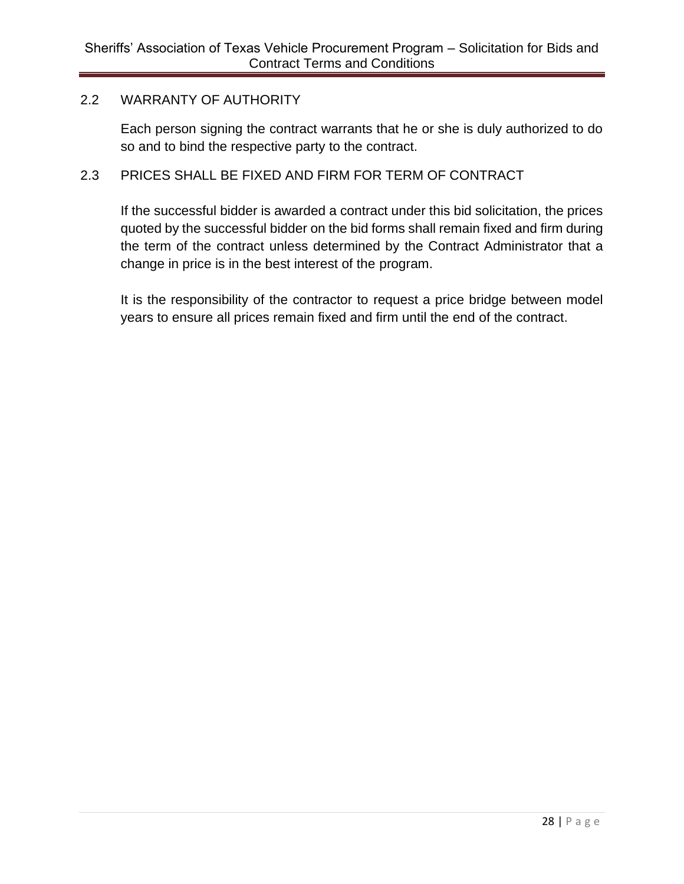## 2.2 WARRANTY OF AUTHORITY

Each person signing the contract warrants that he or she is duly authorized to do so and to bind the respective party to the contract.

## 2.3 PRICES SHALL BE FIXED AND FIRM FOR TERM OF CONTRACT

If the successful bidder is awarded a contract under this bid solicitation, the prices quoted by the successful bidder on the bid forms shall remain fixed and firm during the term of the contract unless determined by the Contract Administrator that a change in price is in the best interest of the program.

It is the responsibility of the contractor to request a price bridge between model years to ensure all prices remain fixed and firm until the end of the contract.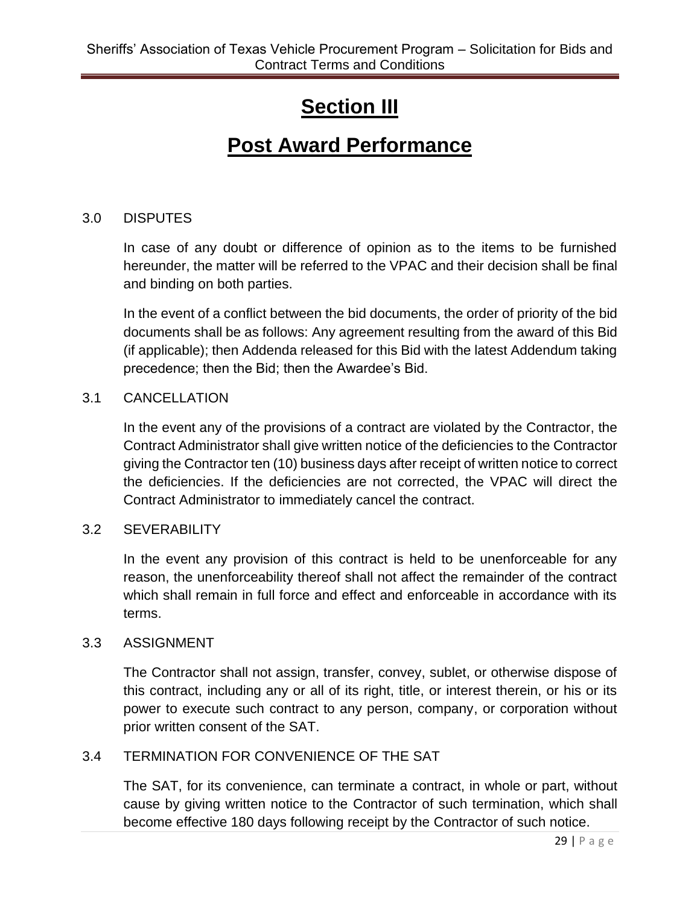# Section III

# Post Award Performance

## 3.0 DISPUTES

In case of any doubt or difference of opinion as to the items to be furnished hereunder, the matter will be referred to the VPAC and their decision shall be final and binding on both parties.

In the event of a conflict between the bid documents, the order of priority of the bid documents shall be as follows: Any agreement resulting from the award of this Bid (if applicable); then Addenda released for this Bid with the latest Addendum taking precedence; then the Bid; then the Awardee's Bid.

## 3.1 CANCELLATION

In the event any of the provisions of a contract are violated by the Contractor, the Contract Administrator shall give written notice of the deficiencies to the Contractor giving the Contractor ten (10) business days after receipt of written notice to correct the deficiencies. If the deficiencies are not corrected, the VPAC will direct the Contract Administrator to immediately cancel the contract.

## 3.2 SEVERABILITY

In the event any provision of this contract is held to be unenforceable for any reason, the unenforceability thereof shall not affect the remainder of the contract which shall remain in full force and effect and enforceable in accordance with its terms.

## 3.3 ASSIGNMENT

The Contractor shall not assign, transfer, convey, sublet, or otherwise dispose of this contract, including any or all of its right, title, or interest therein, or his or its power to execute such contract to any person, company, or corporation without prior written consent of the SAT.

## 3.4 TERMINATION FOR CONVENIENCE OF THE SAT

The SAT, for its convenience, can terminate a contract, in whole or part, without cause by giving written notice to the Contractor of such termination, which shall become effective 180 days following receipt by the Contractor of such notice.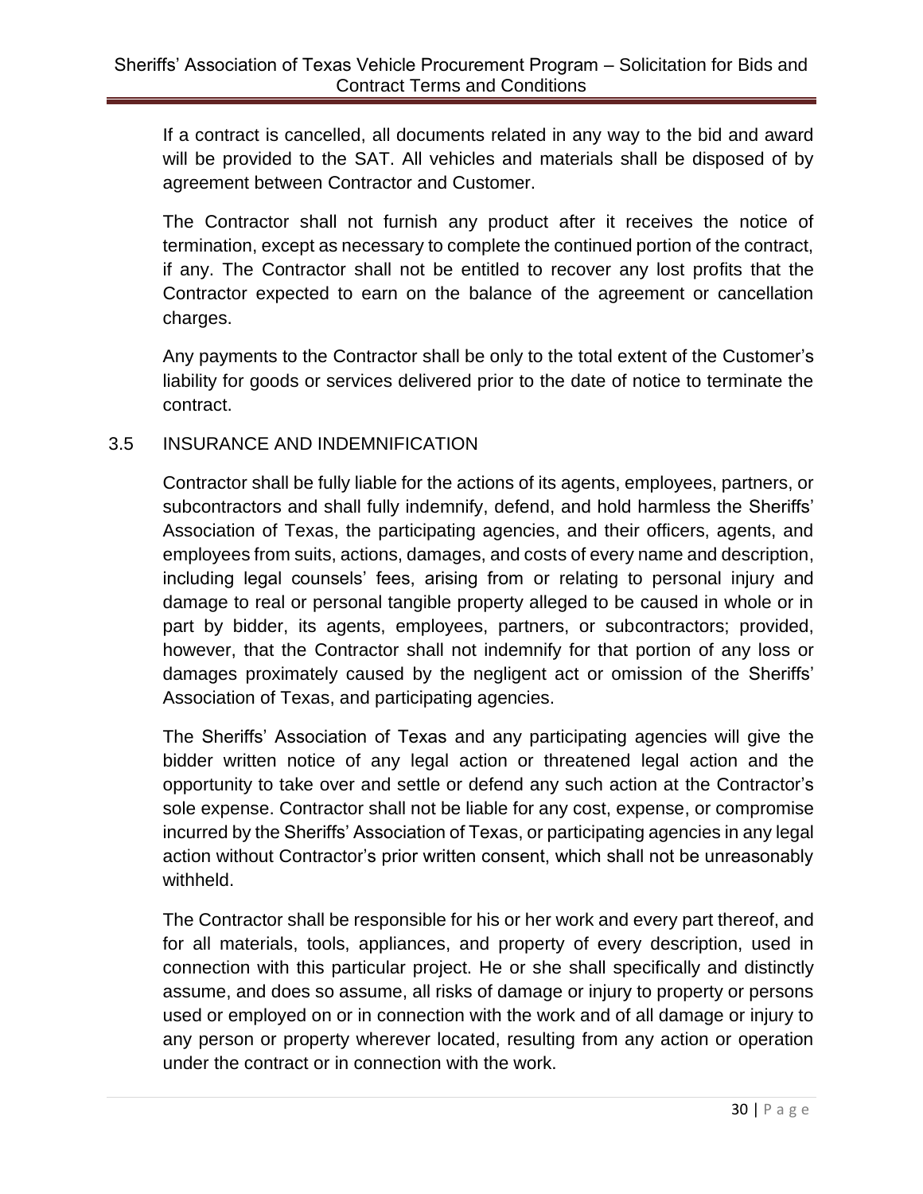If a contract is cancelled, all documents related in any way to the bid and award will be provided to the SAT. All vehicles and materials shall be disposed of by agreement between Contractor and Customer.

The Contractor shall not furnish any product after it receives the notice of termination, except as necessary to complete the continued portion of the contract, if any. The Contractor shall not be entitled to recover any lost profits that the Contractor expected to earn on the balance of the agreement or cancellation charges.

Any payments to the Contractor shall be only to the total extent of the Customer's liability for goods or services delivered prior to the date of notice to terminate the contract.

## 3.5 INSURANCE AND INDEMNIFICATION

Contractor shall be fully liable for the actions of its agents, employees, partners, or subcontractors and shall fully indemnify, defend, and hold harmless the Sheriffs' Association of Texas, the participating agencies, and their officers, agents, and employees from suits, actions, damages, and costs of every name and description, including legal counsels' fees, arising from or relating to personal injury and damage to real or personal tangible property alleged to be caused in whole or in part by bidder, its agents, employees, partners, or subcontractors; provided, however, that the Contractor shall not indemnify for that portion of any loss or damages proximately caused by the negligent act or omission of the Sheriffs' Association of Texas, and participating agencies.

The Sheriffs' Association of Texas and any participating agencies will give the bidder written notice of any legal action or threatened legal action and the opportunity to take over and settle or defend any such action at the Contractor's sole expense. Contractor shall not be liable for any cost, expense, or compromise incurred by the Sheriffs' Association of Texas, or participating agencies in any legal action without Contractor's prior written consent, which shall not be unreasonably withheld.

The Contractor shall be responsible for his or her work and every part thereof, and for all materials, tools, appliances, and property of every description, used in connection with this particular project. He or she shall specifically and distinctly assume, and does so assume, all risks of damage or injury to property or persons used or employed on or in connection with the work and of all damage or injury to any person or property wherever located, resulting from any action or operation under the contract or in connection with the work.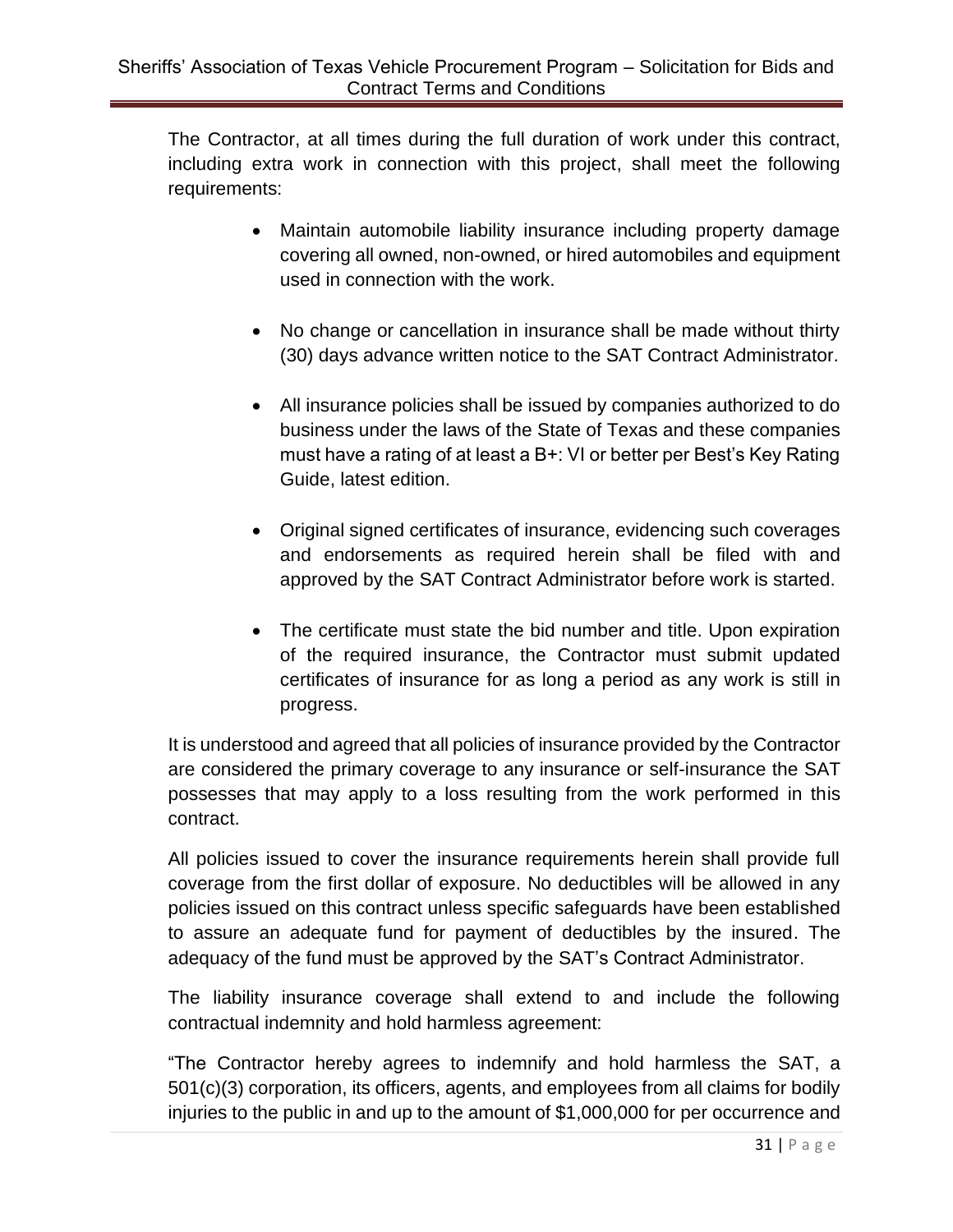The Contractor, at all times during the full duration of work under this contract, including extra work in connection with this project, shall meet the following requirements:

- Maintain automobile liability insurance including property damage covering all owned, non-owned, or hired automobiles and equipment used in connection with the work.
- No change or cancellation in insurance shall be made without thirty (30) days advance written notice to the SAT Contract Administrator.
- All insurance policies shall be issued by companies authorized to do business under the laws of the State of Texas and these companies must have a rating of at least a B+: VI or better per Best's Key Rating Guide, latest edition.
- Original signed certificates of insurance, evidencing such coverages and endorsements as required herein shall be filed with and approved by the SAT Contract Administrator before work is started.
- The certificate must state the bid number and title. Upon expiration of the required insurance, the Contractor must submit updated certificates of insurance for as long a period as any work is still in progress.

It is understood and agreed that all policies of insurance provided by the Contractor are considered the primary coverage to any insurance or self-insurance the SAT possesses that may apply to a loss resulting from the work performed in this contract.

All policies issued to cover the insurance requirements herein shall provide full coverage from the first dollar of exposure. No deductibles will be allowed in any policies issued on this contract unless specific safeguards have been established to assure an adequate fund for payment of deductibles by the insured. The adequacy of the fund must be approved by the SAT's Contract Administrator.

The liability insurance coverage shall extend to and include the following contractual indemnity and hold harmless agreement:

"The Contractor hereby agrees to indemnify and hold harmless the SAT, a 501(c)(3) corporation, its officers, agents, and employees from all claims for bodily injuries to the public in and up to the amount of $1,000,000 for per occurrence and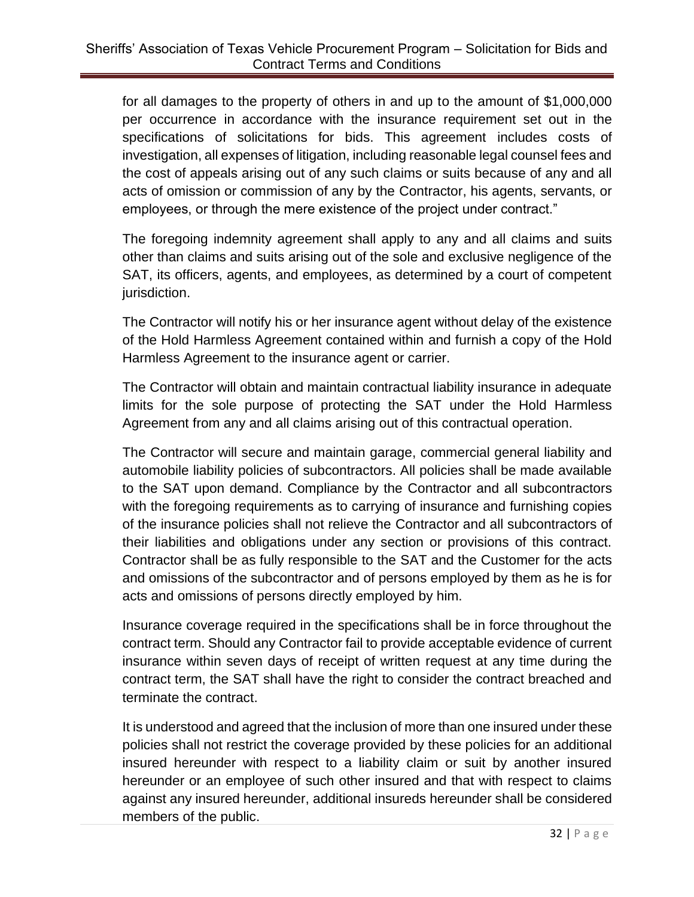for all damages to the property of others in and up to the amount of $1,000,000 per occurrence in accordance with the insurance requirement set out in the specifications of solicitations for bids. This agreement includes costs of investigation, all expenses of litigation, including reasonable legal counsel fees and the cost of appeals arising out of any such claims or suits because of any and all acts of omission or commission of any by the Contractor, his agents, servants, or employees, or through the mere existence of the project under contract."

The foregoing indemnity agreement shall apply to any and all claims and suits other than claims and suits arising out of the sole and exclusive negligence of the SAT, its officers, agents, and employees, as determined by a court of competent jurisdiction.

The Contractor will notify his or her insurance agent without delay of the existence of the Hold Harmless Agreement contained within and furnish a copy of the Hold Harmless Agreement to the insurance agent or carrier.

The Contractor will obtain and maintain contractual liability insurance in adequate limits for the sole purpose of protecting the SAT under the Hold Harmless Agreement from any and all claims arising out of this contractual operation.

The Contractor will secure and maintain garage, commercial general liability and automobile liability policies of subcontractors. All policies shall be made available to the SAT upon demand. Compliance by the Contractor and all subcontractors with the foregoing requirements as to carrying of insurance and furnishing copies of the insurance policies shall not relieve the Contractor and all subcontractors of their liabilities and obligations under any section or provisions of this contract. Contractor shall be as fully responsible to the SAT and the Customer for the acts and omissions of the subcontractor and of persons employed by them as he is for acts and omissions of persons directly employed by him.

Insurance coverage required in the specifications shall be in force throughout the contract term. Should any Contractor fail to provide acceptable evidence of current insurance within seven days of receipt of written request at any time during the contract term, the SAT shall have the right to consider the contract breached and terminate the contract.

It is understood and agreed that the inclusion of more than one insured under these policies shall not restrict the coverage provided by these policies for an additional insured hereunder with respect to a liability claim or suit by another insured hereunder or an employee of such other insured and that with respect to claims against any insured hereunder, additional insureds hereunder shall be considered members of the public.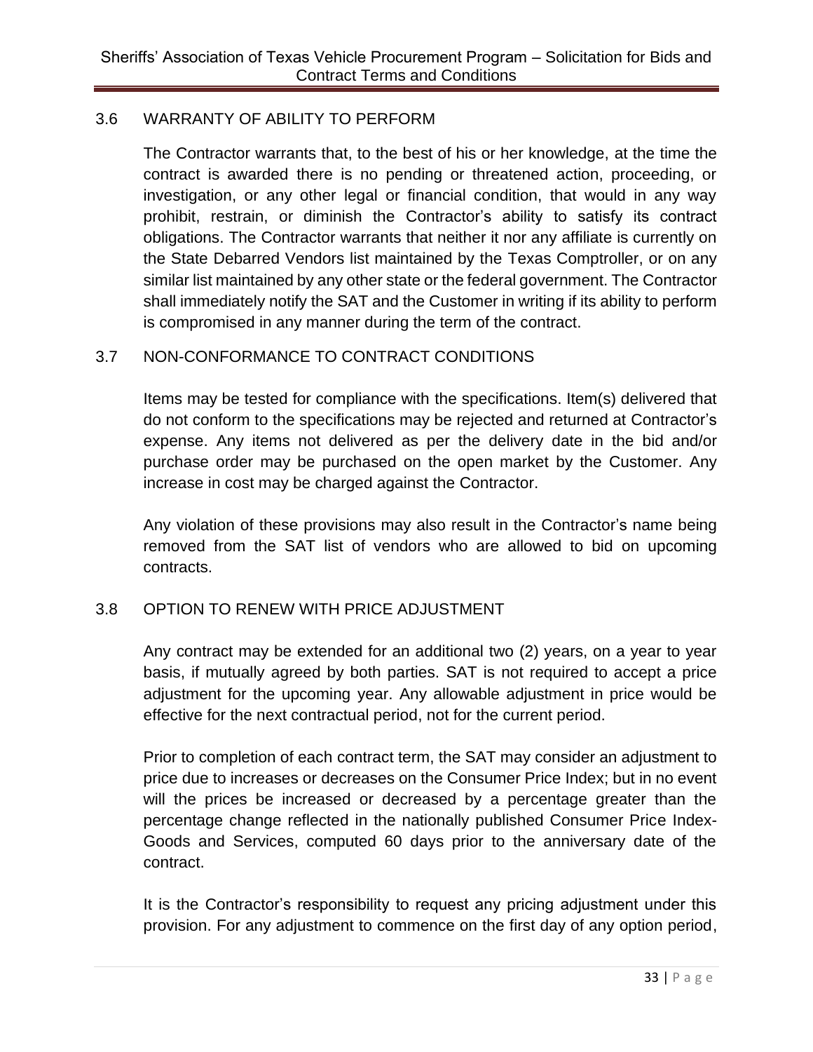## 3.6 WARRANTY OF ABILITY TO PERFORM

The Contractor warrants that, to the best of his or her knowledge, at the time the contract is awarded there is no pending or threatened action, proceeding, or investigation, or any other legal or financial condition, that would in any way prohibit, restrain, or diminish the Contractor's ability to satisfy its contract obligations. The Contractor warrants that neither it nor any affiliate is currently on the State Debarred Vendors list maintained by the Texas Comptroller, or on any similar list maintained by any other state or the federal government. The Contractor shall immediately notify the SAT and the Customer in writing if its ability to perform is compromised in any manner during the term of the contract.

## 3.7 NON-CONFORMANCE TO CONTRACT CONDITIONS

Items may be tested for compliance with the specifications. Item(s) delivered that do not conform to the specifications may be rejected and returned at Contractor's expense. Any items not delivered as per the delivery date in the bid and/or purchase order may be purchased on the open market by the Customer. Any increase in cost may be charged against the Contractor.

Any violation of these provisions may also result in the Contractor's name being removed from the SAT list of vendors who are allowed to bid on upcoming contracts.

## 3.8 OPTION TO RENEW WITH PRICE ADJUSTMENT

Any contract may be extended for an additional two (2) years, on a year to year basis, if mutually agreed by both parties. SAT is not required to accept a price adjustment for the upcoming year. Any allowable adjustment in price would be effective for the next contractual period, not for the current period.

Prior to completion of each contract term, the SAT may consider an adjustment to price due to increases or decreases on the Consumer Price Index; but in no event will the prices be increased or decreased by a percentage greater than the percentage change reflected in the nationally published Consumer Price Index-Goods and Services, computed 60 days prior to the anniversary date of the contract.

It is the Contractor's responsibility to request any pricing adjustment under this provision. For any adjustment to commence on the first day of any option period,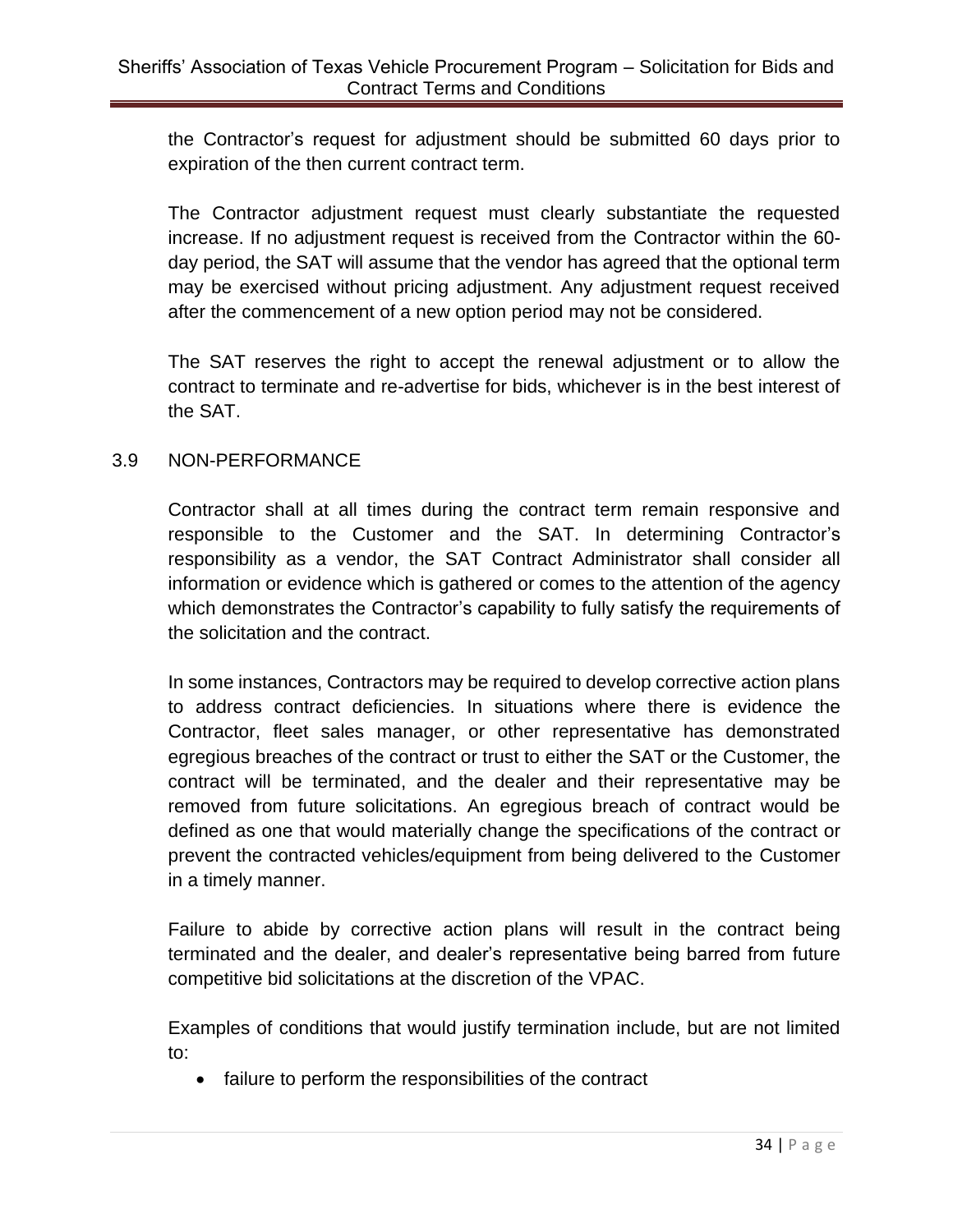the Contractor's request for adjustment should be submitted 60 days prior to expiration of the then current contract term.

The Contractor adjustment request must clearly substantiate the requested increase. If no adjustment request is received from the Contractor within the 60-day period, the SAT will assume that the vendor has agreed that the optional term may be exercised without pricing adjustment. Any adjustment request received after the commencement of a new option period may not be considered.

The SAT reserves the right to accept the renewal adjustment or to allow the contract to terminate and re-advertise for bids, whichever is in the best interest of the SAT.

## 3.9 NON-PERFORMANCE

Contractor shall at all times during the contract term remain responsive and responsible to the Customer and the SAT. In determining Contractor's responsibility as a vendor, the SAT Contract Administrator shall consider all information or evidence which is gathered or comes to the attention of the agency which demonstrates the Contractor's capability to fully satisfy the requirements of the solicitation and the contract.

In some instances, Contractors may be required to develop corrective action plans to address contract deficiencies. In situations where there is evidence the Contractor, fleet sales manager, or other representative has demonstrated egregious breaches of the contract or trust to either the SAT or the Customer, the contract will be terminated, and the dealer and their representative may be removed from future solicitations. An egregious breach of contract would be defined as one that would materially change the specifications of the contract or prevent the contracted vehicles/equipment from being delivered to the Customer in a timely manner.

Failure to abide by corrective action plans will result in the contract being terminated and the dealer, and dealer's representative being barred from future competitive bid solicitations at the discretion of the VPAC.

Examples of conditions that would justify termination include, but are not limited to:

- failure to perform the responsibilities of the contract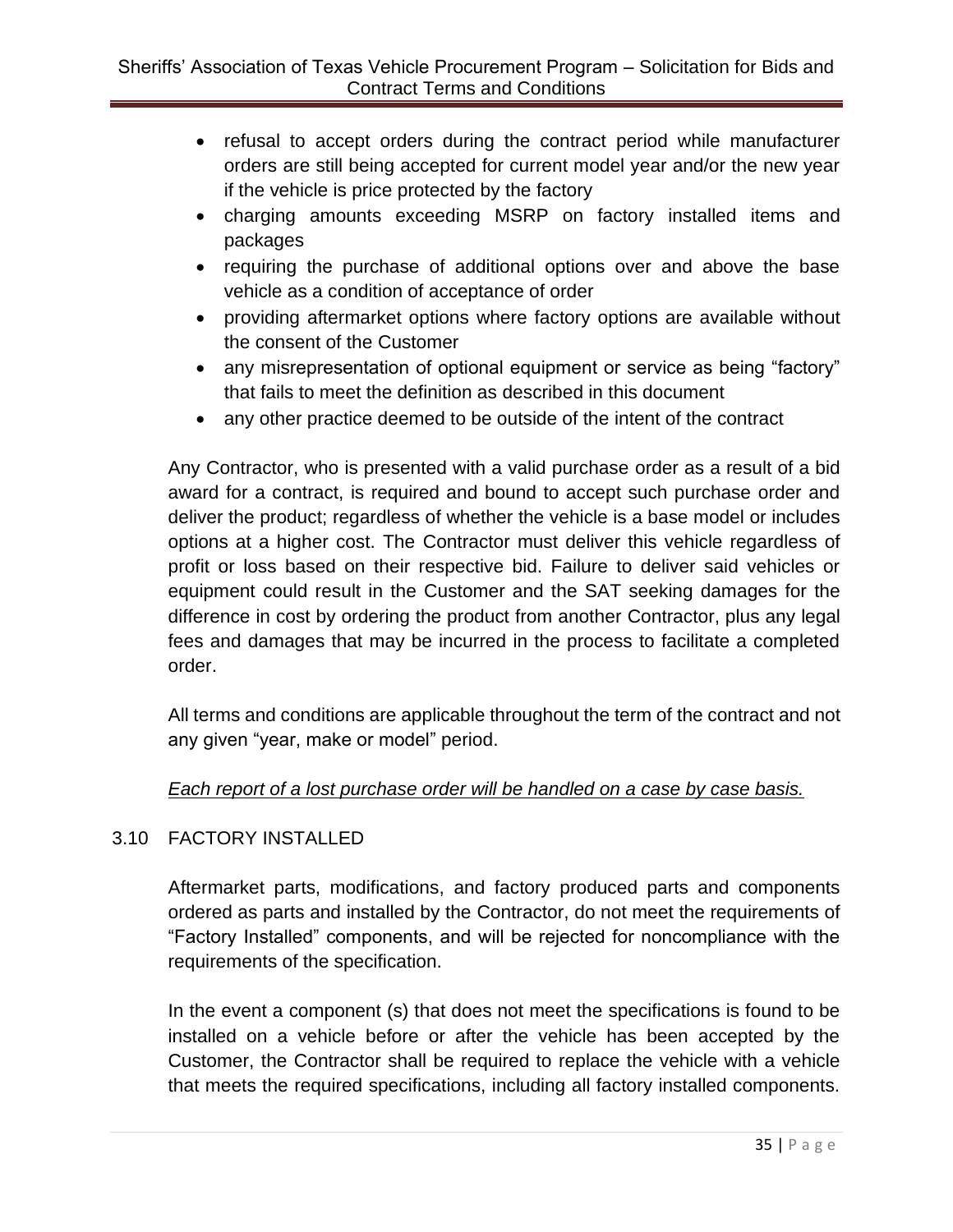- refusal to accept orders during the contract period while manufacturer orders are still being accepted for current model year and/or the new year if the vehicle is price protected by the factory
- charging amounts exceeding MSRP on factory installed items and packages
- requiring the purchase of additional options over and above the base vehicle as a condition of acceptance of order
- providing aftermarket options where factory options are available without the consent of the Customer
- any misrepresentation of optional equipment or service as being "factory" that fails to meet the definition as described in this document
- any other practice deemed to be outside of the intent of the contract

Any Contractor, who is presented with a valid purchase order as a result of a bid award for a contract, is required and bound to accept such purchase order and deliver the product; regardless of whether the vehicle is a base model or includes options at a higher cost. The Contractor must deliver this vehicle regardless of profit or loss based on their respective bid. Failure to deliver said vehicles or equipment could result in the Customer and the SAT seeking damages for the difference in cost by ordering the product from another Contractor, plus any legal fees and damages that may be incurred in the process to facilitate a completed order.

All terms and conditions are applicable throughout the term of the contract and not any given "year, make or model" period.

*<u>Each report of a lost purchase order will be handled on a case by case basis.</u>*

## 3.10 FACTORY INSTALLED

Aftermarket parts, modifications, and factory produced parts and components ordered as parts and installed by the Contractor, do not meet the requirements of "Factory Installed" components, and will be rejected for noncompliance with the requirements of the specification.

In the event a component (s) that does not meet the specifications is found to be installed on a vehicle before or after the vehicle has been accepted by the Customer, the Contractor shall be required to replace the vehicle with a vehicle that meets the required specifications, including all factory installed components.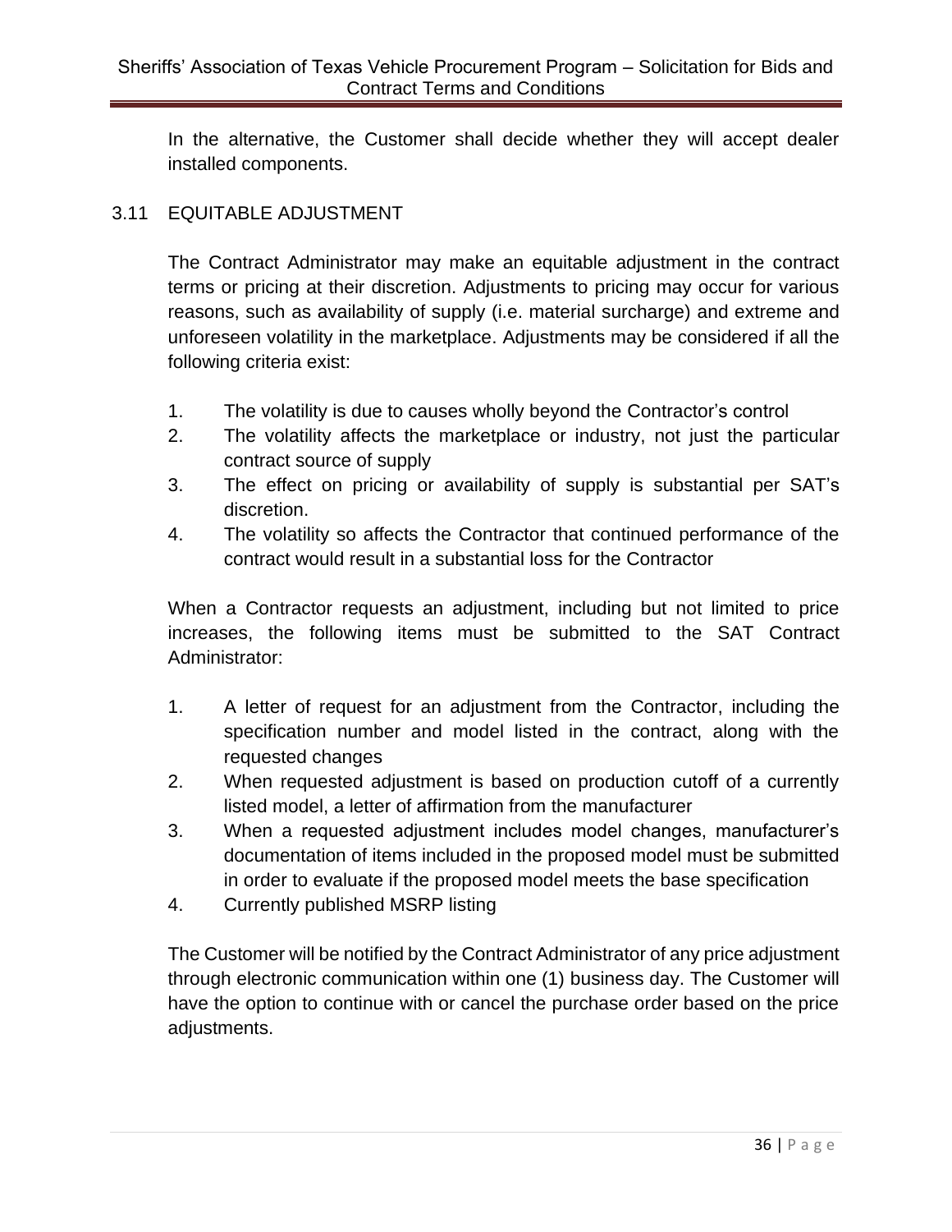In the alternative, the Customer shall decide whether they will accept dealer installed components.

## 3.11 EQUITABLE ADJUSTMENT

The Contract Administrator may make an equitable adjustment in the contract terms or pricing at their discretion. Adjustments to pricing may occur for various reasons, such as availability of supply (i.e. material surcharge) and extreme and unforeseen volatility in the marketplace. Adjustments may be considered if all the following criteria exist:

1. The volatility is due to causes wholly beyond the Contractor's control
2. The volatility affects the marketplace or industry, not just the particular contract source of supply
3. The effect on pricing or availability of supply is substantial per SAT's discretion.
4. The volatility so affects the Contractor that continued performance of the contract would result in a substantial loss for the Contractor

When a Contractor requests an adjustment, including but not limited to price increases, the following items must be submitted to the SAT Contract Administrator:

1. A letter of request for an adjustment from the Contractor, including the specification number and model listed in the contract, along with the requested changes
2. When requested adjustment is based on production cutoff of a currently listed model, a letter of affirmation from the manufacturer
3. When a requested adjustment includes model changes, manufacturer's documentation of items included in the proposed model must be submitted in order to evaluate if the proposed model meets the base specification
4. Currently published MSRP listing

The Customer will be notified by the Contract Administrator of any price adjustment through electronic communication within one (1) business day. The Customer will have the option to continue with or cancel the purchase order based on the price adjustments.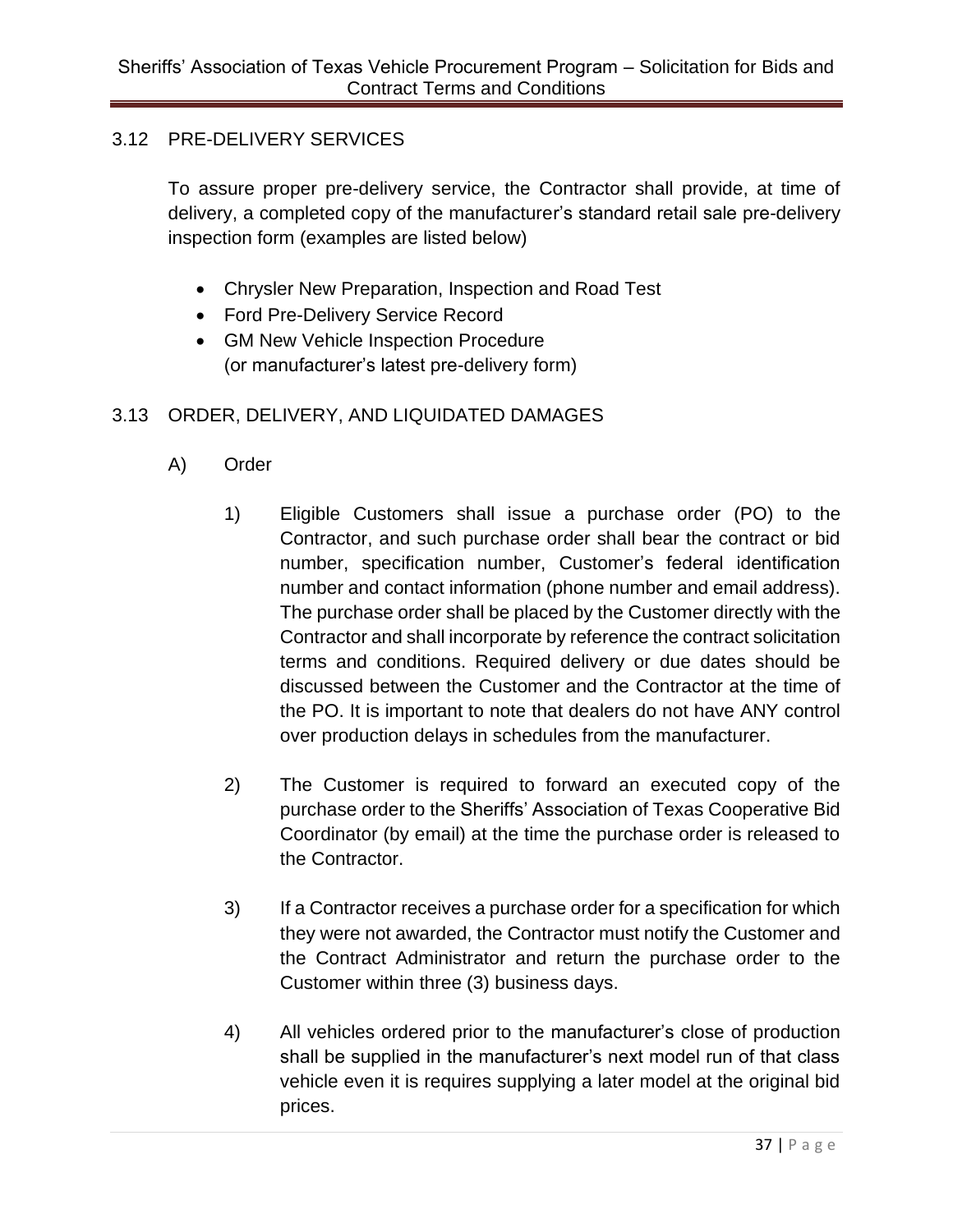## 3.12 PRE-DELIVERY SERVICES

To assure proper pre-delivery service, the Contractor shall provide, at time of delivery, a completed copy of the manufacturer's standard retail sale pre-delivery inspection form (examples are listed below)

- Chrysler New Preparation, Inspection and Road Test
- Ford Pre-Delivery Service Record
- GM New Vehicle Inspection Procedure
  (or manufacturer's latest pre-delivery form)

## 3.13 ORDER, DELIVERY, AND LIQUIDATED DAMAGES

A) Order

1) Eligible Customers shall issue a purchase order (PO) to the Contractor, and such purchase order shall bear the contract or bid number, specification number, Customer's federal identification number and contact information (phone number and email address). The purchase order shall be placed by the Customer directly with the Contractor and shall incorporate by reference the contract solicitation terms and conditions. Required delivery or due dates should be discussed between the Customer and the Contractor at the time of the PO. It is important to note that dealers do not have ANY control over production delays in schedules from the manufacturer.

2) The Customer is required to forward an executed copy of the purchase order to the Sheriffs' Association of Texas Cooperative Bid Coordinator (by email) at the time the purchase order is released to the Contractor.

3) If a Contractor receives a purchase order for a specification for which they were not awarded, the Contractor must notify the Customer and the Contract Administrator and return the purchase order to the Customer within three (3) business days.

4) All vehicles ordered prior to the manufacturer's close of production shall be supplied in the manufacturer's next model run of that class vehicle even it is requires supplying a later model at the original bid prices.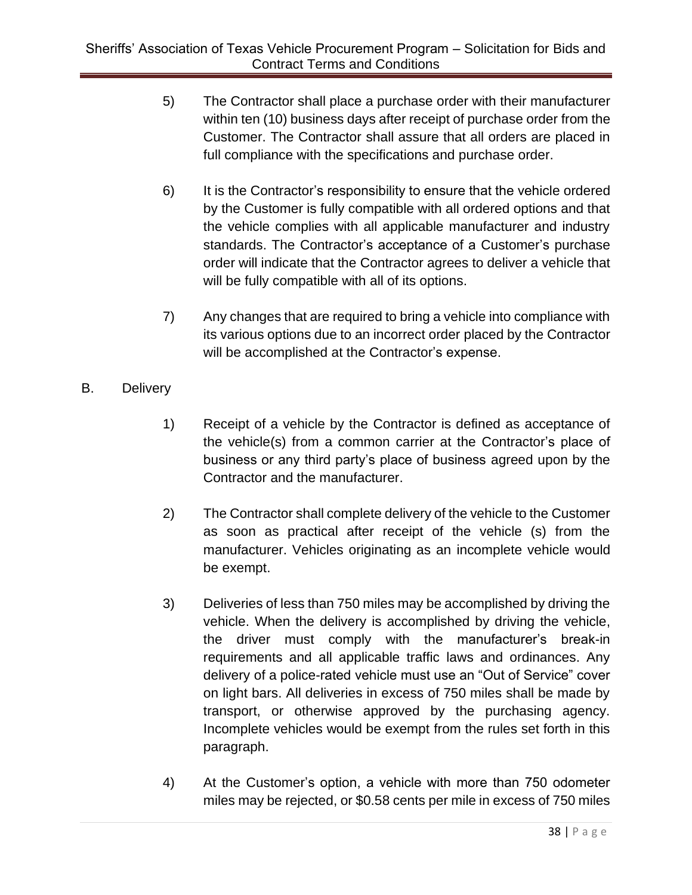5) The Contractor shall place a purchase order with their manufacturer within ten (10) business days after receipt of purchase order from the Customer. The Contractor shall assure that all orders are placed in full compliance with the specifications and purchase order.

6) It is the Contractor's responsibility to ensure that the vehicle ordered by the Customer is fully compatible with all ordered options and that the vehicle complies with all applicable manufacturer and industry standards. The Contractor's acceptance of a Customer's purchase order will indicate that the Contractor agrees to deliver a vehicle that will be fully compatible with all of its options.

7) Any changes that are required to bring a vehicle into compliance with its various options due to an incorrect order placed by the Contractor will be accomplished at the Contractor's expense.

B. Delivery

1) Receipt of a vehicle by the Contractor is defined as acceptance of the vehicle(s) from a common carrier at the Contractor's place of business or any third party's place of business agreed upon by the Contractor and the manufacturer.

2) The Contractor shall complete delivery of the vehicle to the Customer as soon as practical after receipt of the vehicle (s) from the manufacturer. Vehicles originating as an incomplete vehicle would be exempt.

3) Deliveries of less than 750 miles may be accomplished by driving the vehicle. When the delivery is accomplished by driving the vehicle, the driver must comply with the manufacturer's break-in requirements and all applicable traffic laws and ordinances. Any delivery of a police-rated vehicle must use an "Out of Service" cover on light bars. All deliveries in excess of 750 miles shall be made by transport, or otherwise approved by the purchasing agency. Incomplete vehicles would be exempt from the rules set forth in this paragraph.

4) At the Customer's option, a vehicle with more than 750 odometer miles may be rejected, or $0.58 cents per mile in excess of 750 miles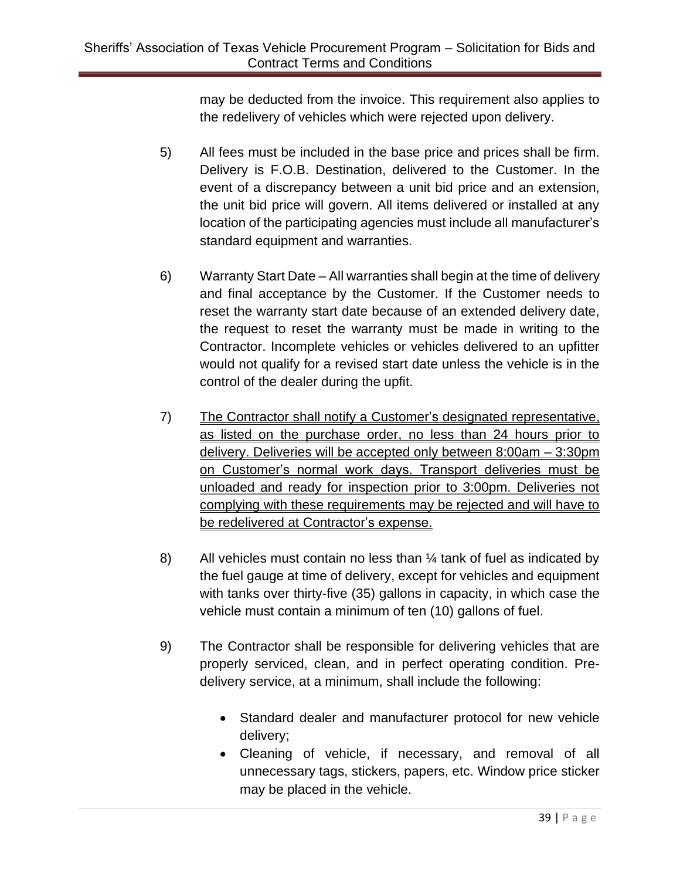may be deducted from the invoice. This requirement also applies to the redelivery of vehicles which were rejected upon delivery.

5) All fees must be included in the base price and prices shall be firm. Delivery is F.O.B. Destination, delivered to the Customer. In the event of a discrepancy between a unit bid price and an extension, the unit bid price will govern. All items delivered or installed at any location of the participating agencies must include all manufacturer's standard equipment and warranties.

6) Warranty Start Date – All warranties shall begin at the time of delivery and final acceptance by the Customer. If the Customer needs to reset the warranty start date because of an extended delivery date, the request to reset the warranty must be made in writing to the Contractor. Incomplete vehicles or vehicles delivered to an upfitter would not qualify for a revised start date unless the vehicle is in the control of the dealer during the upfit.

7) <u>The Contractor shall notify a Customer's designated representative, as listed on the purchase order, no less than 24 hours prior to delivery. Deliveries will be accepted only between 8:00am – 3:30pm on Customer's normal work days. Transport deliveries must be unloaded and ready for inspection prior to 3:00pm. Deliveries not complying with these requirements may be rejected and will have to be redelivered at Contractor's expense.</u>

8) All vehicles must contain no less than ¼ tank of fuel as indicated by the fuel gauge at time of delivery, except for vehicles and equipment with tanks over thirty-five (35) gallons in capacity, in which case the vehicle must contain a minimum of ten (10) gallons of fuel.

9) The Contractor shall be responsible for delivering vehicles that are properly serviced, clean, and in perfect operating condition. Pre-delivery service, at a minimum, shall include the following:

- Standard dealer and manufacturer protocol for new vehicle delivery;
- Cleaning of vehicle, if necessary, and removal of all unnecessary tags, stickers, papers, etc. Window price sticker may be placed in the vehicle.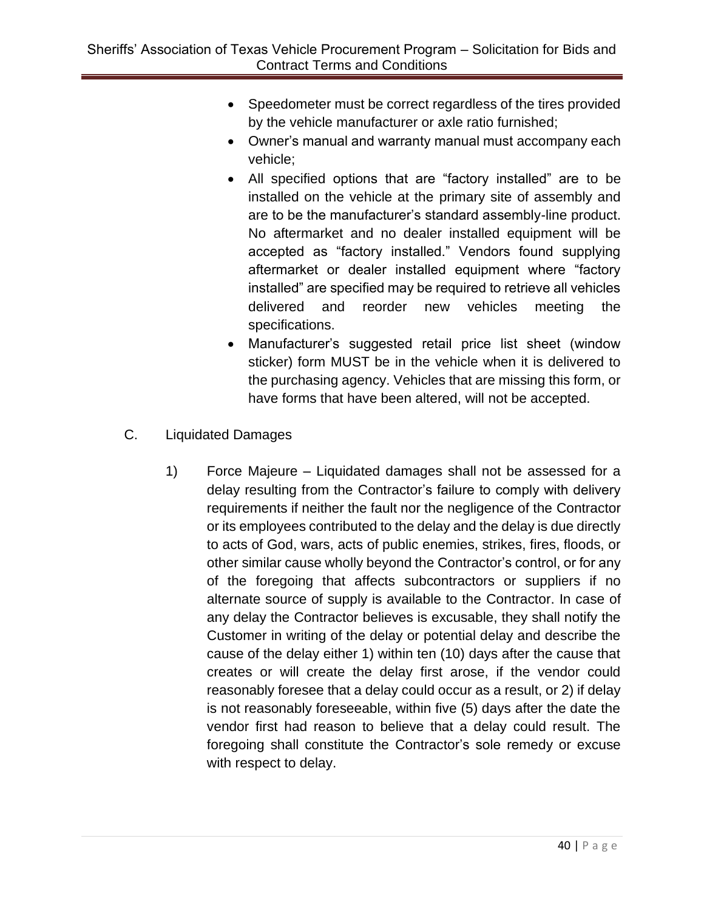- Speedometer must be correct regardless of the tires provided by the vehicle manufacturer or axle ratio furnished;
- Owner's manual and warranty manual must accompany each vehicle;
- All specified options that are "factory installed" are to be installed on the vehicle at the primary site of assembly and are to be the manufacturer's standard assembly-line product. No aftermarket and no dealer installed equipment will be accepted as "factory installed." Vendors found supplying aftermarket or dealer installed equipment where "factory installed" are specified may be required to retrieve all vehicles delivered and reorder new vehicles meeting the specifications.
- Manufacturer's suggested retail price list sheet (window sticker) form MUST be in the vehicle when it is delivered to the purchasing agency. Vehicles that are missing this form, or have forms that have been altered, will not be accepted.

C. Liquidated Damages

1) Force Majeure – Liquidated damages shall not be assessed for a delay resulting from the Contractor's failure to comply with delivery requirements if neither the fault nor the negligence of the Contractor or its employees contributed to the delay and the delay is due directly to acts of God, wars, acts of public enemies, strikes, fires, floods, or other similar cause wholly beyond the Contractor's control, or for any of the foregoing that affects subcontractors or suppliers if no alternate source of supply is available to the Contractor. In case of any delay the Contractor believes is excusable, they shall notify the Customer in writing of the delay or potential delay and describe the cause of the delay either 1) within ten (10) days after the cause that creates or will create the delay first arose, if the vendor could reasonably foresee that a delay could occur as a result, or 2) if delay is not reasonably foreseeable, within five (5) days after the date the vendor first had reason to believe that a delay could result. The foregoing shall constitute the Contractor's sole remedy or excuse with respect to delay.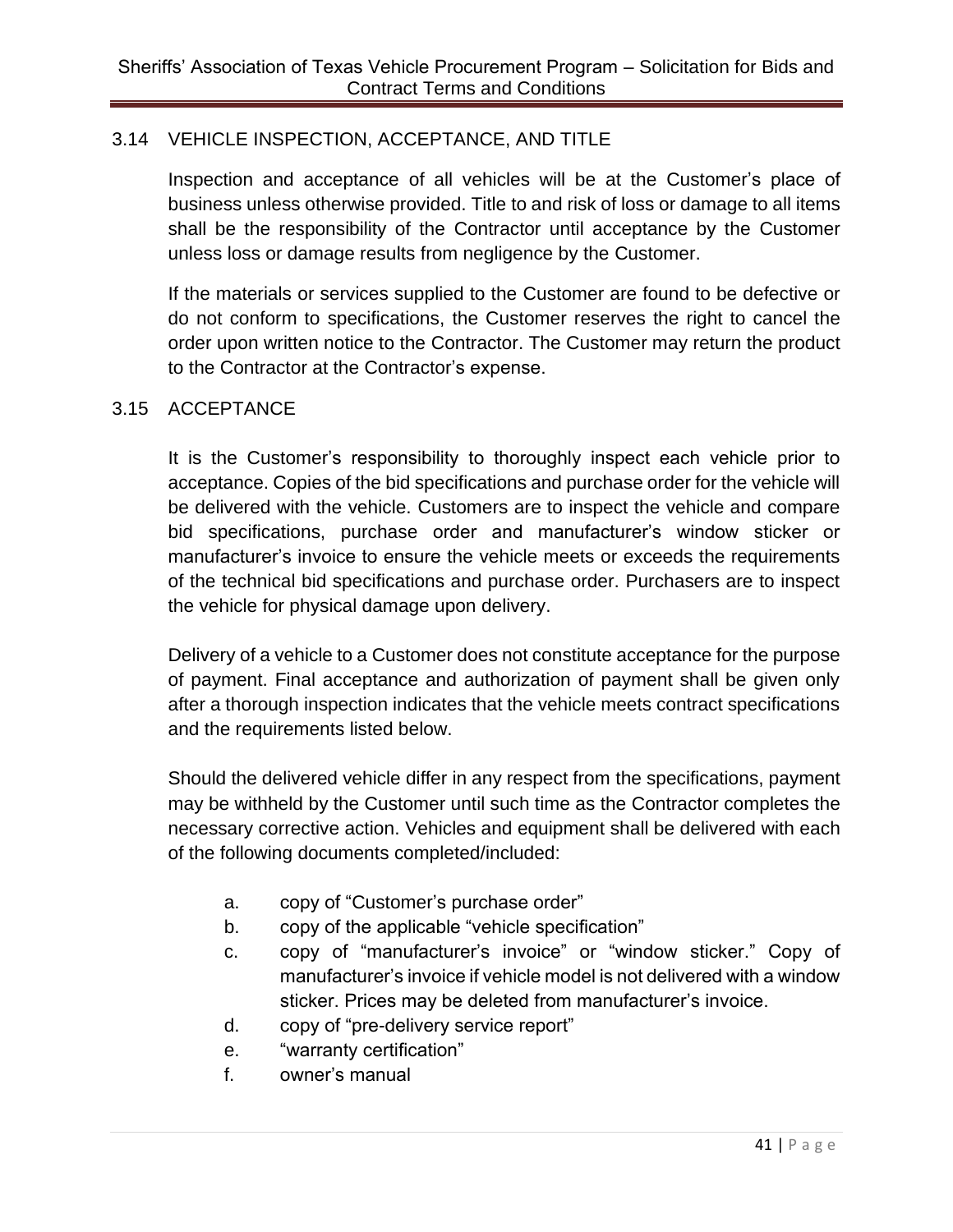## 3.14 VEHICLE INSPECTION, ACCEPTANCE, AND TITLE

Inspection and acceptance of all vehicles will be at the Customer's place of business unless otherwise provided. Title to and risk of loss or damage to all items shall be the responsibility of the Contractor until acceptance by the Customer unless loss or damage results from negligence by the Customer.

If the materials or services supplied to the Customer are found to be defective or do not conform to specifications, the Customer reserves the right to cancel the order upon written notice to the Contractor. The Customer may return the product to the Contractor at the Contractor's expense.

## 3.15 ACCEPTANCE

It is the Customer's responsibility to thoroughly inspect each vehicle prior to acceptance. Copies of the bid specifications and purchase order for the vehicle will be delivered with the vehicle. Customers are to inspect the vehicle and compare bid specifications, purchase order and manufacturer's window sticker or manufacturer's invoice to ensure the vehicle meets or exceeds the requirements of the technical bid specifications and purchase order. Purchasers are to inspect the vehicle for physical damage upon delivery.

Delivery of a vehicle to a Customer does not constitute acceptance for the purpose of payment. Final acceptance and authorization of payment shall be given only after a thorough inspection indicates that the vehicle meets contract specifications and the requirements listed below.

Should the delivered vehicle differ in any respect from the specifications, payment may be withheld by the Customer until such time as the Contractor completes the necessary corrective action. Vehicles and equipment shall be delivered with each of the following documents completed/included:

a. copy of "Customer's purchase order"

b. copy of the applicable "vehicle specification"

c. copy of "manufacturer's invoice" or "window sticker." Copy of manufacturer's invoice if vehicle model is not delivered with a window sticker. Prices may be deleted from manufacturer's invoice.

d. copy of "pre-delivery service report"

e. "warranty certification"

f. owner's manual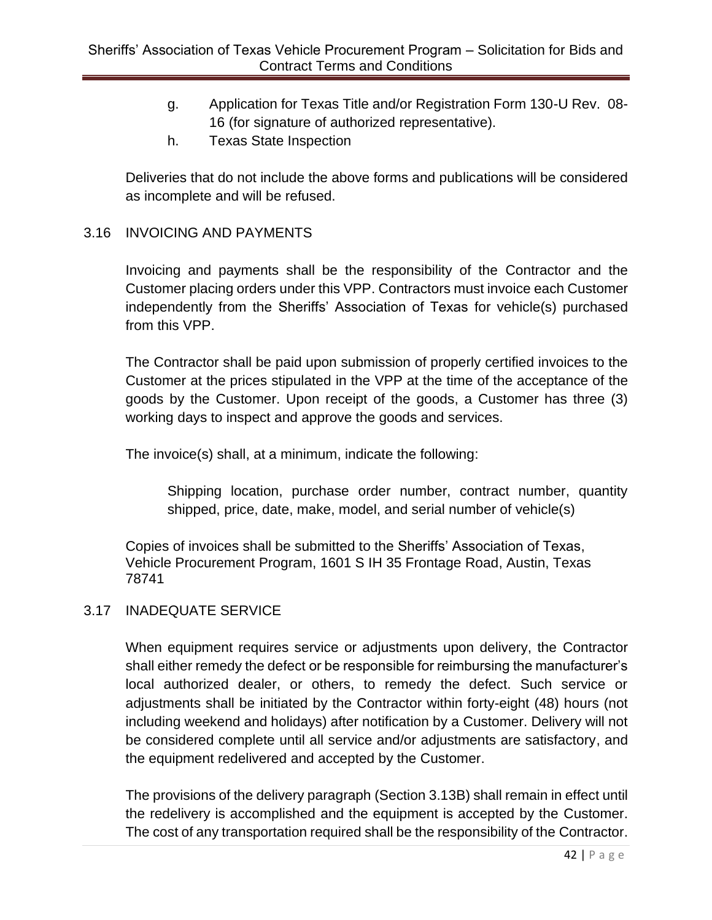g. Application for Texas Title and/or Registration Form 130-U Rev. 08-16 (for signature of authorized representative).

h. Texas State Inspection

Deliveries that do not include the above forms and publications will be considered as incomplete and will be refused.

## 3.16 INVOICING AND PAYMENTS

Invoicing and payments shall be the responsibility of the Contractor and the Customer placing orders under this VPP. Contractors must invoice each Customer independently from the Sheriffs' Association of Texas for vehicle(s) purchased from this VPP.

The Contractor shall be paid upon submission of properly certified invoices to the Customer at the prices stipulated in the VPP at the time of the acceptance of the goods by the Customer. Upon receipt of the goods, a Customer has three (3) working days to inspect and approve the goods and services.

The invoice(s) shall, at a minimum, indicate the following:

> Shipping location, purchase order number, contract number, quantity shipped, price, date, make, model, and serial number of vehicle(s)

Copies of invoices shall be submitted to the Sheriffs' Association of Texas, Vehicle Procurement Program, 1601 S IH 35 Frontage Road, Austin, Texas 78741

## 3.17 INADEQUATE SERVICE

When equipment requires service or adjustments upon delivery, the Contractor shall either remedy the defect or be responsible for reimbursing the manufacturer's local authorized dealer, or others, to remedy the defect. Such service or adjustments shall be initiated by the Contractor within forty-eight (48) hours (not including weekend and holidays) after notification by a Customer. Delivery will not be considered complete until all service and/or adjustments are satisfactory, and the equipment redelivered and accepted by the Customer.

The provisions of the delivery paragraph (Section 3.13B) shall remain in effect until the redelivery is accomplished and the equipment is accepted by the Customer. The cost of any transportation required shall be the responsibility of the Contractor.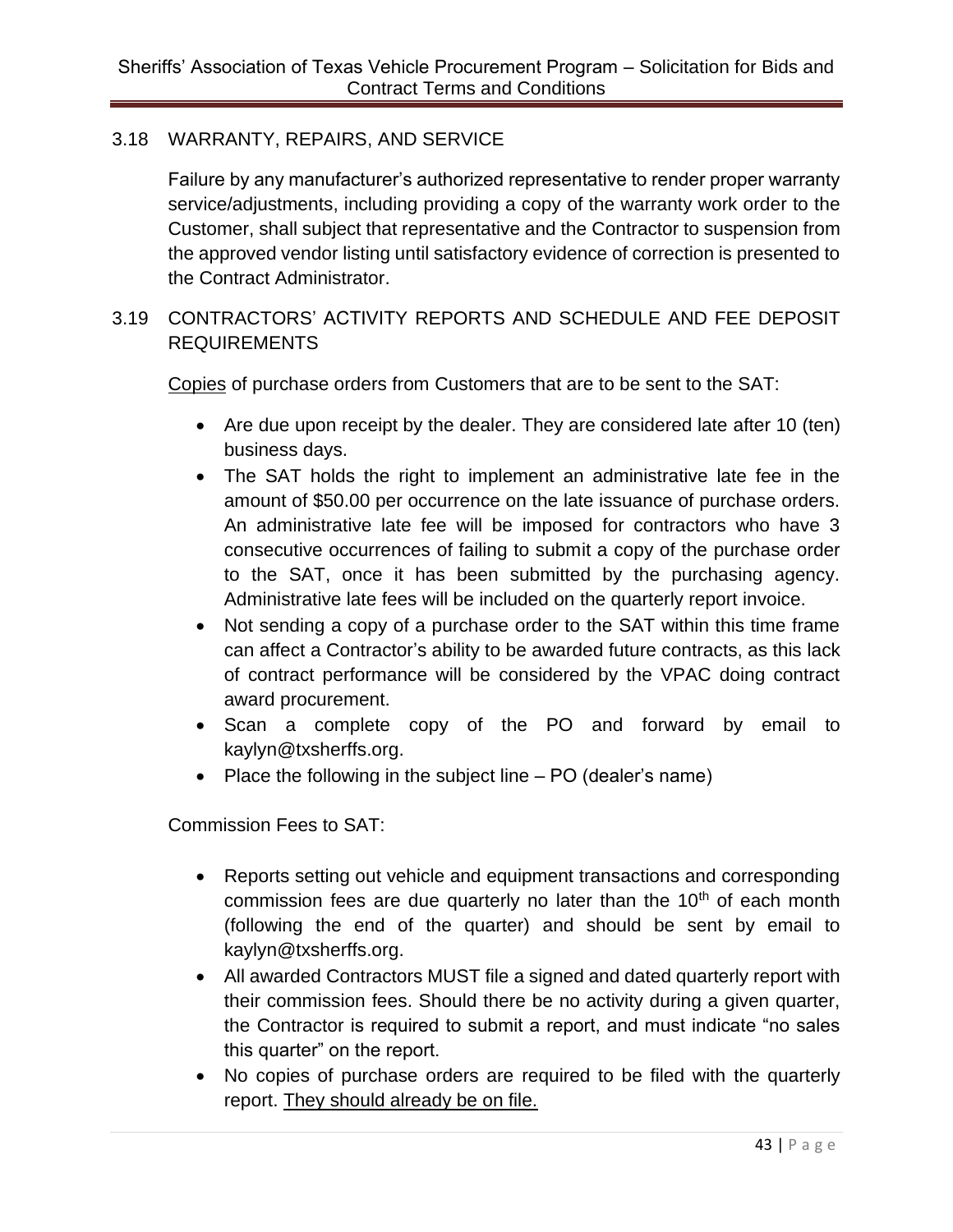## 3.18 WARRANTY, REPAIRS, AND SERVICE

Failure by any manufacturer's authorized representative to render proper warranty service/adjustments, including providing a copy of the warranty work order to the Customer, shall subject that representative and the Contractor to suspension from the approved vendor listing until satisfactory evidence of correction is presented to the Contract Administrator.

## 3.19 CONTRACTORS' ACTIVITY REPORTS AND SCHEDULE AND FEE DEPOSIT REQUIREMENTS

<u>Copies</u> of purchase orders from Customers that are to be sent to the SAT:

- Are due upon receipt by the dealer. They are considered late after 10 (ten) business days.
- The SAT holds the right to implement an administrative late fee in the amount of $50.00 per occurrence on the late issuance of purchase orders. An administrative late fee will be imposed for contractors who have 3 consecutive occurrences of failing to submit a copy of the purchase order to the SAT, once it has been submitted by the purchasing agency. Administrative late fees will be included on the quarterly report invoice.
- Not sending a copy of a purchase order to the SAT within this time frame can affect a Contractor's ability to be awarded future contracts, as this lack of contract performance will be considered by the VPAC doing contract award procurement.
- Scan a complete copy of the PO and forward by email to kaylyn@txsherffs.org.
- Place the following in the subject line – PO (dealer's name)

Commission Fees to SAT:

- Reports setting out vehicle and equipment transactions and corresponding commission fees are due quarterly no later than the 10th of each month (following the end of the quarter) and should be sent by email to kaylyn@txsherffs.org.
- All awarded Contractors MUST file a signed and dated quarterly report with their commission fees. Should there be no activity during a given quarter, the Contractor is required to submit a report, and must indicate "no sales this quarter" on the report.
- No copies of purchase orders are required to be filed with the quarterly report. <u>They should already be on file.</u>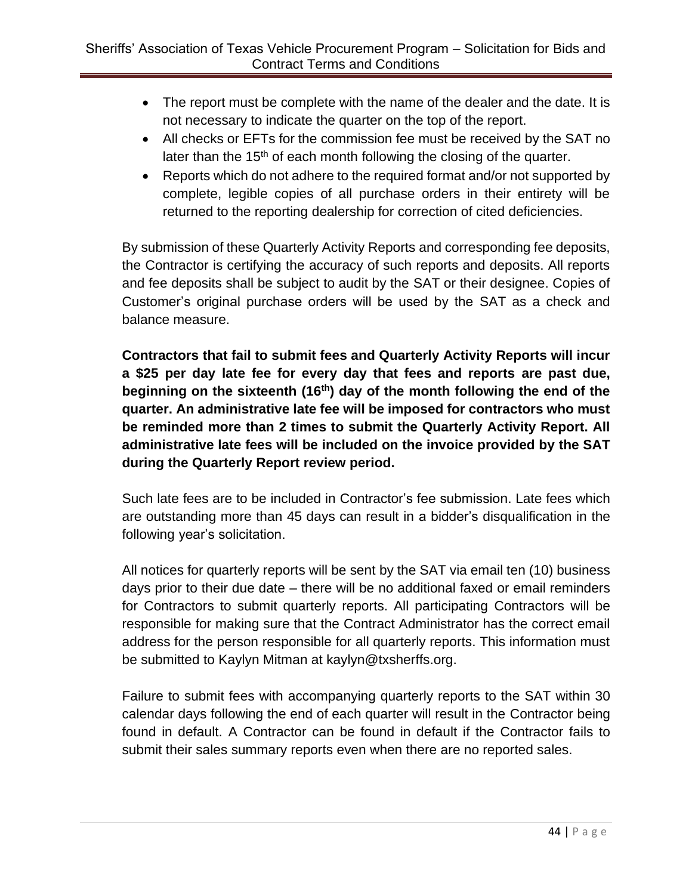- The report must be complete with the name of the dealer and the date. It is not necessary to indicate the quarter on the top of the report.
- All checks or EFTs for the commission fee must be received by the SAT no later than the 15th of each month following the closing of the quarter.
- Reports which do not adhere to the required format and/or not supported by complete, legible copies of all purchase orders in their entirety will be returned to the reporting dealership for correction of cited deficiencies.

By submission of these Quarterly Activity Reports and corresponding fee deposits, the Contractor is certifying the accuracy of such reports and deposits. All reports and fee deposits shall be subject to audit by the SAT or their designee. Copies of Customer's original purchase orders will be used by the SAT as a check and balance measure.

**Contractors that fail to submit fees and Quarterly Activity Reports will incur a $25 per day late fee for every day that fees and reports are past due, beginning on the sixteenth (16th) day of the month following the end of the quarter. An administrative late fee will be imposed for contractors who must be reminded more than 2 times to submit the Quarterly Activity Report. All administrative late fees will be included on the invoice provided by the SAT during the Quarterly Report review period.**

Such late fees are to be included in Contractor's fee submission. Late fees which are outstanding more than 45 days can result in a bidder's disqualification in the following year's solicitation.

All notices for quarterly reports will be sent by the SAT via email ten (10) business days prior to their due date – there will be no additional faxed or email reminders for Contractors to submit quarterly reports. All participating Contractors will be responsible for making sure that the Contract Administrator has the correct email address for the person responsible for all quarterly reports. This information must be submitted to Kaylyn Mitman at kaylyn@txsherffs.org.

Failure to submit fees with accompanying quarterly reports to the SAT within 30 calendar days following the end of each quarter will result in the Contractor being found in default. A Contractor can be found in default if the Contractor fails to submit their sales summary reports even when there are no reported sales.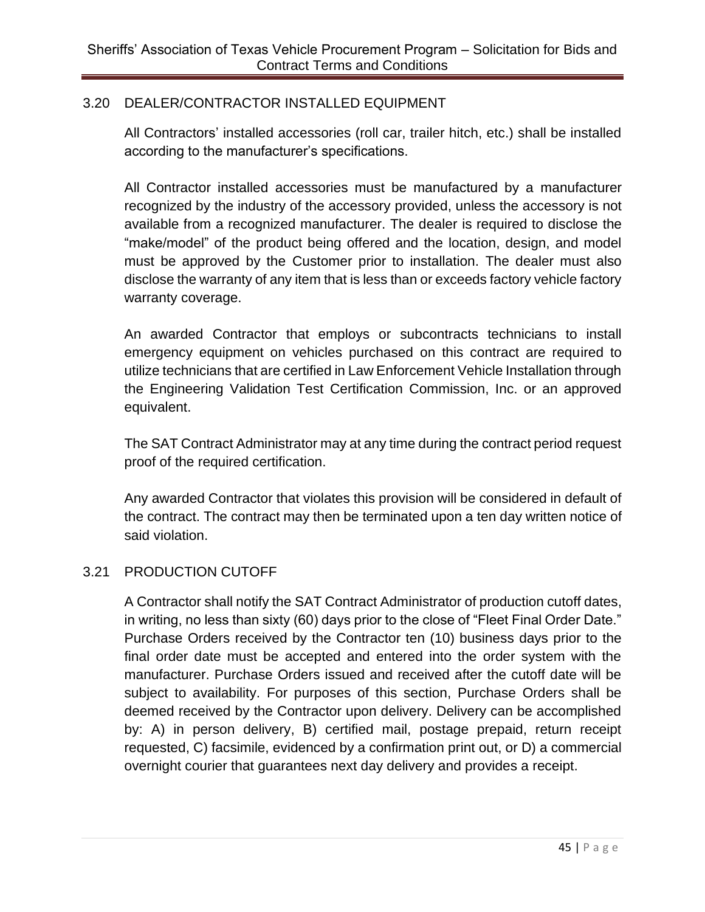## 3.20 DEALER/CONTRACTOR INSTALLED EQUIPMENT

All Contractors' installed accessories (roll car, trailer hitch, etc.) shall be installed according to the manufacturer's specifications.

All Contractor installed accessories must be manufactured by a manufacturer recognized by the industry of the accessory provided, unless the accessory is not available from a recognized manufacturer. The dealer is required to disclose the "make/model" of the product being offered and the location, design, and model must be approved by the Customer prior to installation. The dealer must also disclose the warranty of any item that is less than or exceeds factory vehicle factory warranty coverage.

An awarded Contractor that employs or subcontracts technicians to install emergency equipment on vehicles purchased on this contract are required to utilize technicians that are certified in Law Enforcement Vehicle Installation through the Engineering Validation Test Certification Commission, Inc. or an approved equivalent.

The SAT Contract Administrator may at any time during the contract period request proof of the required certification.

Any awarded Contractor that violates this provision will be considered in default of the contract. The contract may then be terminated upon a ten day written notice of said violation.

## 3.21 PRODUCTION CUTOFF

A Contractor shall notify the SAT Contract Administrator of production cutoff dates, in writing, no less than sixty (60) days prior to the close of "Fleet Final Order Date." Purchase Orders received by the Contractor ten (10) business days prior to the final order date must be accepted and entered into the order system with the manufacturer. Purchase Orders issued and received after the cutoff date will be subject to availability. For purposes of this section, Purchase Orders shall be deemed received by the Contractor upon delivery. Delivery can be accomplished by: A) in person delivery, B) certified mail, postage prepaid, return receipt requested, C) facsimile, evidenced by a confirmation print out, or D) a commercial overnight courier that guarantees next day delivery and provides a receipt.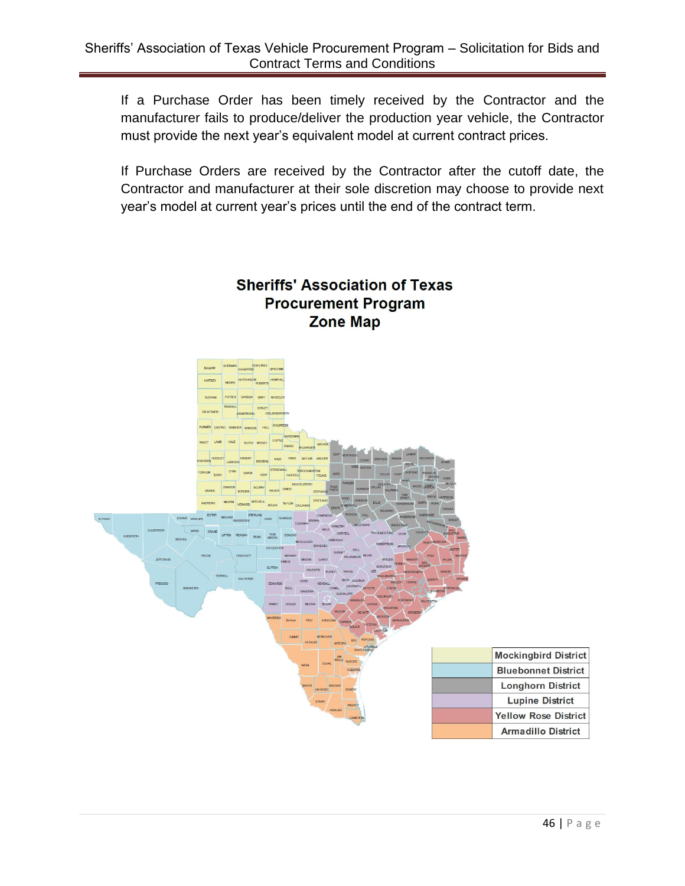If a Purchase Order has been timely received by the Contractor and the manufacturer fails to produce/deliver the production year vehicle, the Contractor must provide the next year's equivalent model at current contract prices.

If Purchase Orders are received by the Contractor after the cutoff date, the Contractor and manufacturer at their sole discretion may choose to provide next year's model at current year's prices until the end of the contract term.

**Sheriffs' Association of Texas Procurement Program Zone Map**

Mockingbird District

Bluebonnet District

Longhorn District

Lupine District

Yellow Rose District

Armadillo District